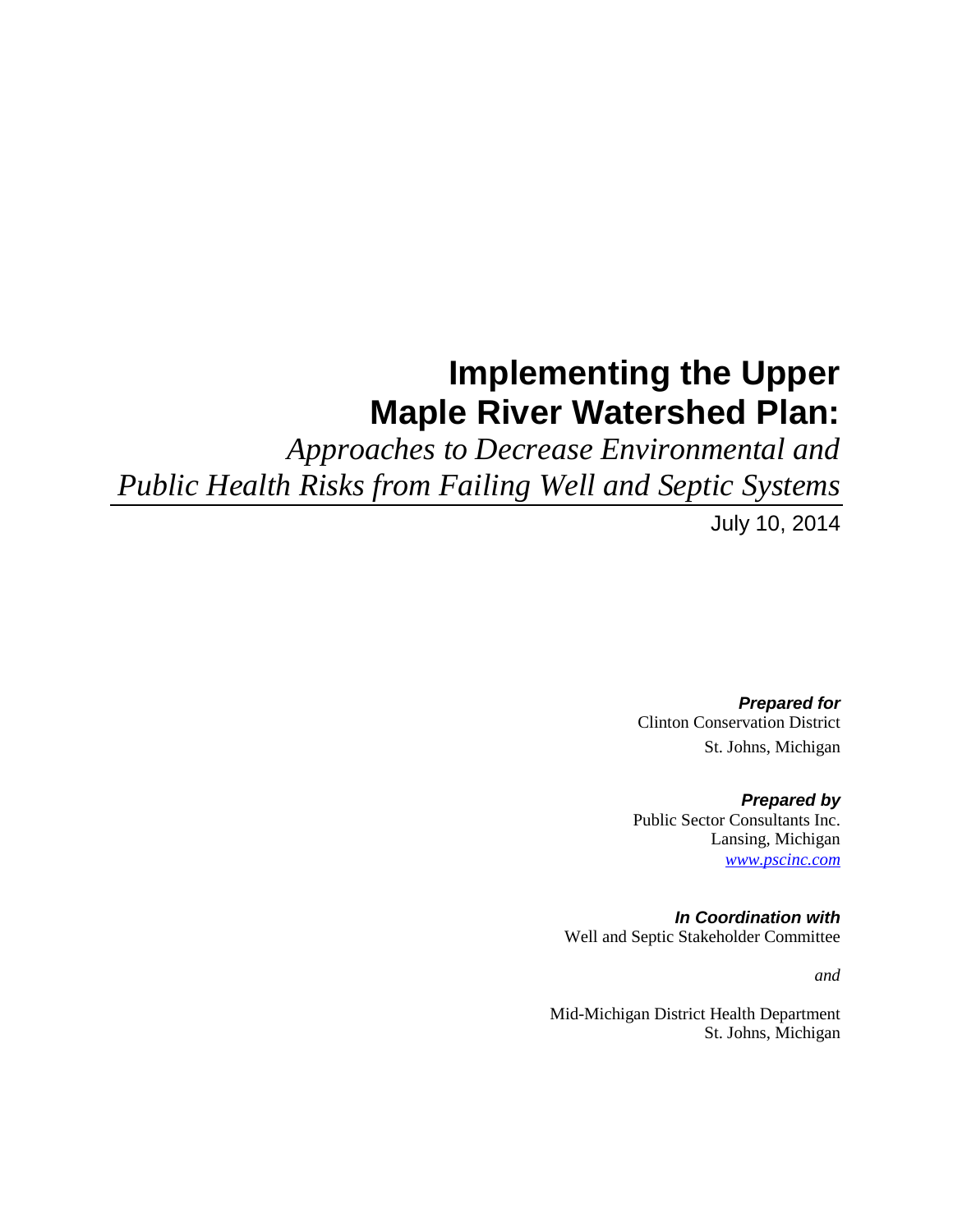# Implementing the Upper Maple River Watershed Plan:

*Approaches to Decrease Environmental and Public Health Risks from Failing Well and Septic Systems*

July 10, 2014

***Prepared for***
Clinton Conservation District
St. Johns, Michigan

***Prepared by***
Public Sector Consultants Inc.
Lansing, Michigan
[www.pscinc.com](http://www.pscinc.com)

***In Coordination with***
Well and Septic Stakeholder Committee

*and*

Mid-Michigan District Health Department
St. Johns, Michigan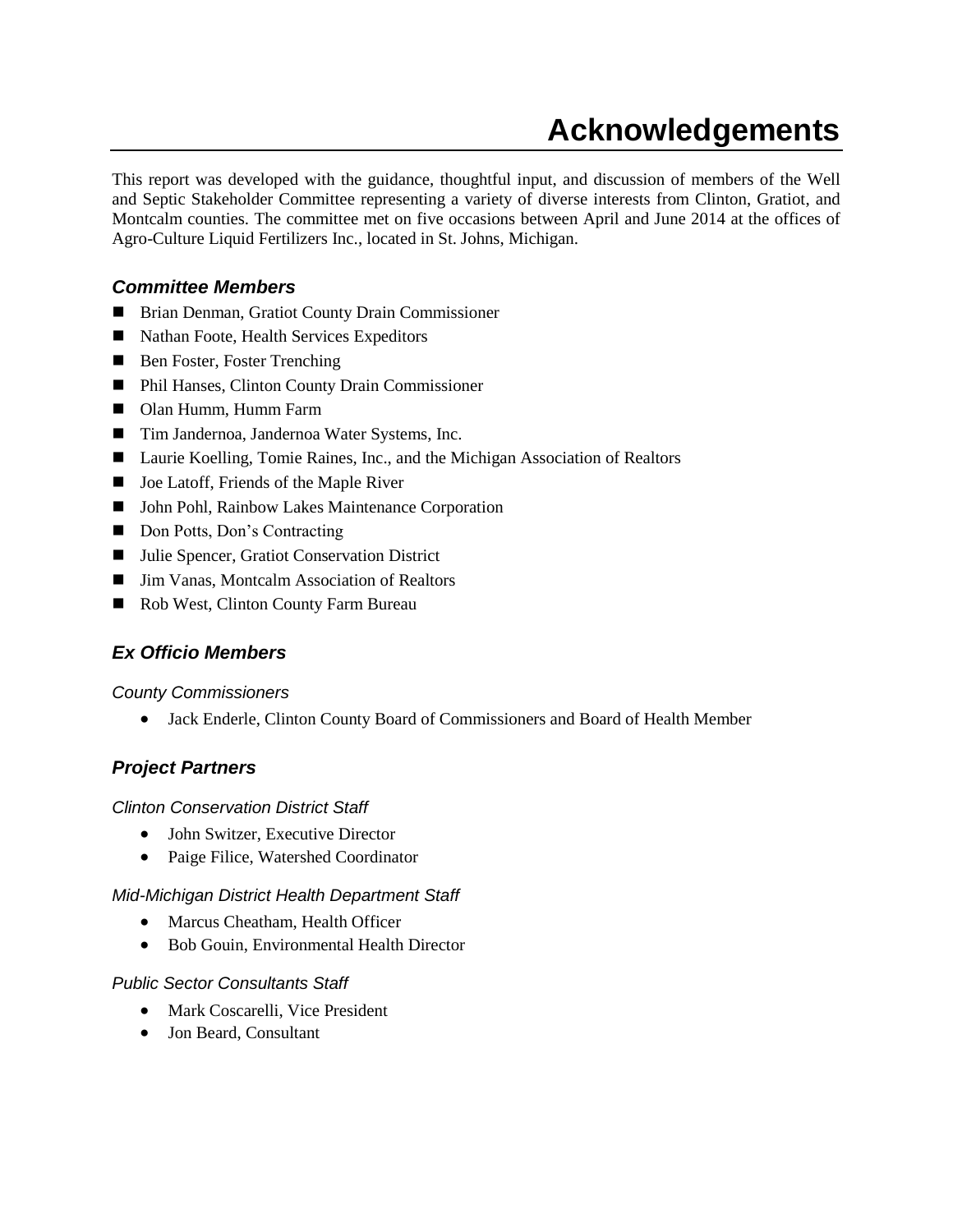# Acknowledgements

This report was developed with the guidance, thoughtful input, and discussion of members of the Well and Septic Stakeholder Committee representing a variety of diverse interests from Clinton, Gratiot, and Montcalm counties. The committee met on five occasions between April and June 2014 at the offices of Agro-Culture Liquid Fertilizers Inc., located in St. Johns, Michigan.

## *Committee Members*

- Brian Denman, Gratiot County Drain Commissioner
- Nathan Foote, Health Services Expeditors
- Ben Foster, Foster Trenching
- Phil Hanses, Clinton County Drain Commissioner
- Olan Humm, Humm Farm
- Tim Jandernoa, Jandernoa Water Systems, Inc.
- Laurie Koelling, Tomie Raines, Inc., and the Michigan Association of Realtors
- Joe Latoff, Friends of the Maple River
- John Pohl, Rainbow Lakes Maintenance Corporation
- Don Potts, Don's Contracting
- Julie Spencer, Gratiot Conservation District
- Jim Vanas, Montcalm Association of Realtors
- Rob West, Clinton County Farm Bureau

## *Ex Officio Members*

### *County Commissioners*

- Jack Enderle, Clinton County Board of Commissioners and Board of Health Member

## *Project Partners*

### *Clinton Conservation District Staff*

- John Switzer, Executive Director
- Paige Filice, Watershed Coordinator

### *Mid-Michigan District Health Department Staff*

- Marcus Cheatham, Health Officer
- Bob Gouin, Environmental Health Director

### *Public Sector Consultants Staff*

- Mark Coscarelli, Vice President
- Jon Beard, Consultant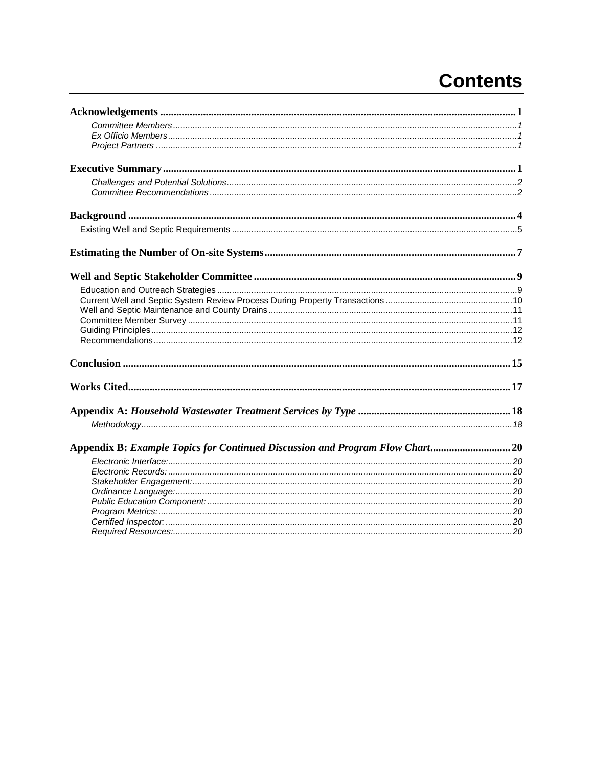# Contents

**Acknowledgements** ..... 1

*Committee Members* ..... 1
*Ex Officio Members* ..... 1
*Project Partners* ..... 1

**Executive Summary** ..... 1

*Challenges and Potential Solutions* ..... 2
*Committee Recommendations* ..... 2

**Background** ..... 4

Existing Well and Septic Requirements ..... 5

**Estimating the Number of On-site Systems** ..... 7

**Well and Septic Stakeholder Committee** ..... 9

Education and Outreach Strategies ..... 9
Current Well and Septic System Review Process During Property Transactions ..... 10
Well and Septic Maintenance and County Drains ..... 11
Committee Member Survey ..... 11
Guiding Principles ..... 12
Recommendations ..... 12

**Conclusion** ..... 15

**Works Cited** ..... 17

**Appendix A: *Household Wastewater Treatment Services by Type*** ..... 18

*Methodology* ..... 18

**Appendix B: *Example Topics for Continued Discussion and Program Flow Chart*** ..... 20

*Electronic Interface:* ..... 20
*Electronic Records:* ..... 20
*Stakeholder Engagement:* ..... 20
*Ordinance Language:* ..... 20
*Public Education Component:* ..... 20
*Program Metrics:* ..... 20
*Certified Inspector:* ..... 20
*Required Resources:* ..... 20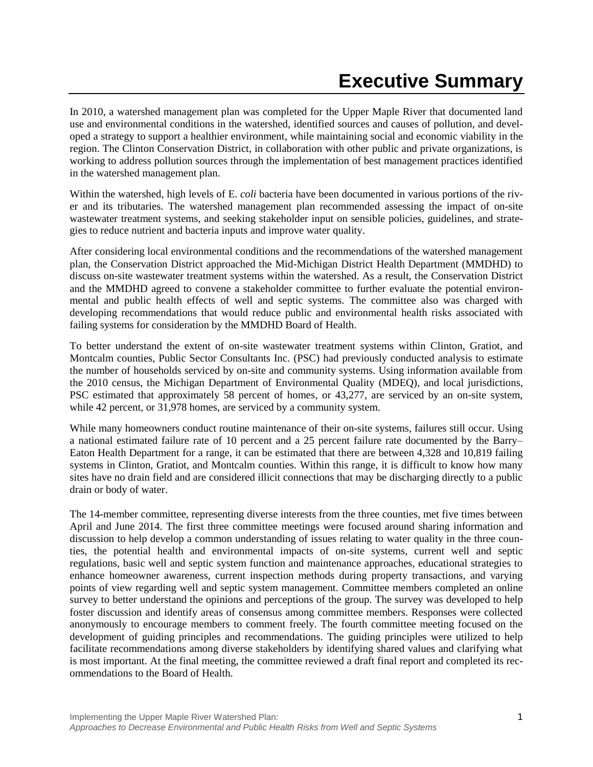# Executive Summary

In 2010, a watershed management plan was completed for the Upper Maple River that documented land use and environmental conditions in the watershed, identified sources and causes of pollution, and developed a strategy to support a healthier environment, while maintaining social and economic viability in the region. The Clinton Conservation District, in collaboration with other public and private organizations, is working to address pollution sources through the implementation of best management practices identified in the watershed management plan.

Within the watershed, high levels of E. *coli* bacteria have been documented in various portions of the river and its tributaries. The watershed management plan recommended assessing the impact of on-site wastewater treatment systems, and seeking stakeholder input on sensible policies, guidelines, and strategies to reduce nutrient and bacteria inputs and improve water quality.

After considering local environmental conditions and the recommendations of the watershed management plan, the Conservation District approached the Mid-Michigan District Health Department (MMDHD) to discuss on-site wastewater treatment systems within the watershed. As a result, the Conservation District and the MMDHD agreed to convene a stakeholder committee to further evaluate the potential environmental and public health effects of well and septic systems. The committee also was charged with developing recommendations that would reduce public and environmental health risks associated with failing systems for consideration by the MMDHD Board of Health.

To better understand the extent of on-site wastewater treatment systems within Clinton, Gratiot, and Montcalm counties, Public Sector Consultants Inc. (PSC) had previously conducted analysis to estimate the number of households serviced by on-site and community systems. Using information available from the 2010 census, the Michigan Department of Environmental Quality (MDEQ), and local jurisdictions, PSC estimated that approximately 58 percent of homes, or 43,277, are serviced by an on-site system, while 42 percent, or 31,978 homes, are serviced by a community system.

While many homeowners conduct routine maintenance of their on-site systems, failures still occur. Using a national estimated failure rate of 10 percent and a 25 percent failure rate documented by the Barry–Eaton Health Department for a range, it can be estimated that there are between 4,328 and 10,819 failing systems in Clinton, Gratiot, and Montcalm counties. Within this range, it is difficult to know how many sites have no drain field and are considered illicit connections that may be discharging directly to a public drain or body of water.

The 14-member committee, representing diverse interests from the three counties, met five times between April and June 2014. The first three committee meetings were focused around sharing information and discussion to help develop a common understanding of issues relating to water quality in the three counties, the potential health and environmental impacts of on-site systems, current well and septic regulations, basic well and septic system function and maintenance approaches, educational strategies to enhance homeowner awareness, current inspection methods during property transactions, and varying points of view regarding well and septic system management. Committee members completed an online survey to better understand the opinions and perceptions of the group. The survey was developed to help foster discussion and identify areas of consensus among committee members. Responses were collected anonymously to encourage members to comment freely. The fourth committee meeting focused on the development of guiding principles and recommendations. The guiding principles were utilized to help facilitate recommendations among diverse stakeholders by identifying shared values and clarifying what is most important. At the final meeting, the committee reviewed a draft final report and completed its recommendations to the Board of Health.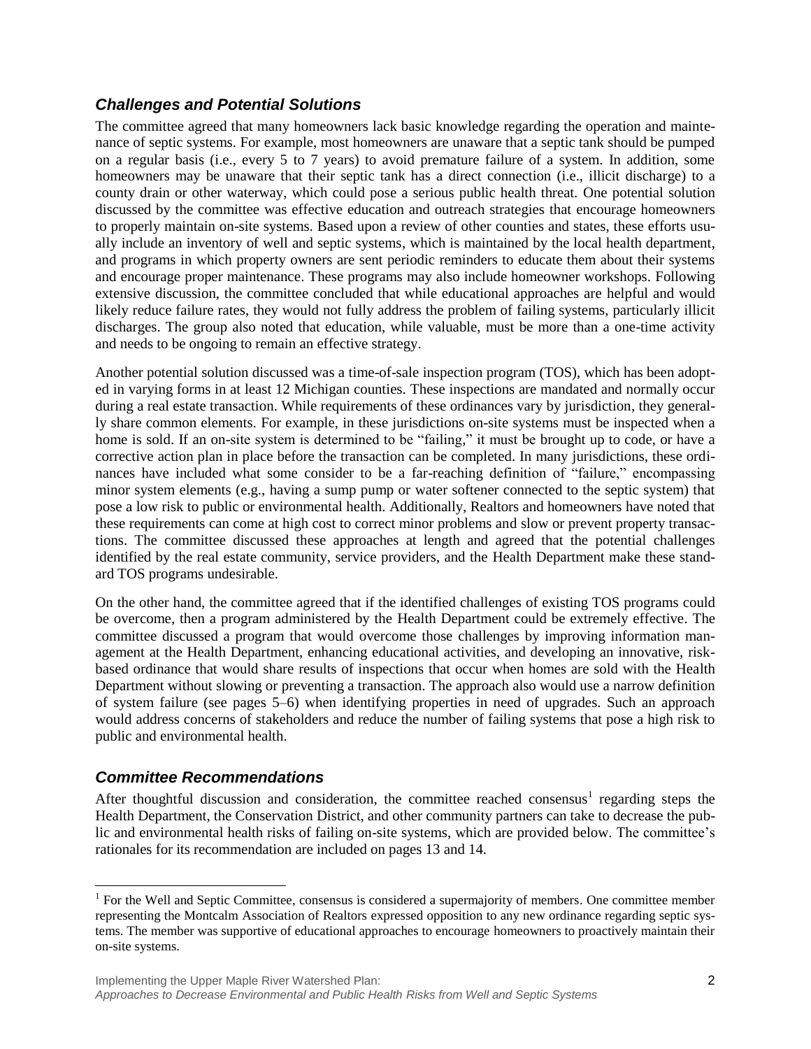### *Challenges and Potential Solutions*

The committee agreed that many homeowners lack basic knowledge regarding the operation and maintenance of septic systems. For example, most homeowners are unaware that a septic tank should be pumped on a regular basis (i.e., every 5 to 7 years) to avoid premature failure of a system. In addition, some homeowners may be unaware that their septic tank has a direct connection (i.e., illicit discharge) to a county drain or other waterway, which could pose a serious public health threat. One potential solution discussed by the committee was effective education and outreach strategies that encourage homeowners to properly maintain on-site systems. Based upon a review of other counties and states, these efforts usually include an inventory of well and septic systems, which is maintained by the local health department, and programs in which property owners are sent periodic reminders to educate them about their systems and encourage proper maintenance. These programs may also include homeowner workshops. Following extensive discussion, the committee concluded that while educational approaches are helpful and would likely reduce failure rates, they would not fully address the problem of failing systems, particularly illicit discharges. The group also noted that education, while valuable, must be more than a one-time activity and needs to be ongoing to remain an effective strategy.

Another potential solution discussed was a time-of-sale inspection program (TOS), which has been adopted in varying forms in at least 12 Michigan counties. These inspections are mandated and normally occur during a real estate transaction. While requirements of these ordinances vary by jurisdiction, they generally share common elements. For example, in these jurisdictions on-site systems must be inspected when a home is sold. If an on-site system is determined to be "failing," it must be brought up to code, or have a corrective action plan in place before the transaction can be completed. In many jurisdictions, these ordinances have included what some consider to be a far-reaching definition of "failure," encompassing minor system elements (e.g., having a sump pump or water softener connected to the septic system) that pose a low risk to public or environmental health. Additionally, Realtors and homeowners have noted that these requirements can come at high cost to correct minor problems and slow or prevent property transactions. The committee discussed these approaches at length and agreed that the potential challenges identified by the real estate community, service providers, and the Health Department make these standard TOS programs undesirable.

On the other hand, the committee agreed that if the identified challenges of existing TOS programs could be overcome, then a program administered by the Health Department could be extremely effective. The committee discussed a program that would overcome those challenges by improving information management at the Health Department, enhancing educational activities, and developing an innovative, risk-based ordinance that would share results of inspections that occur when homes are sold with the Health Department without slowing or preventing a transaction. The approach also would use a narrow definition of system failure (see pages 5–6) when identifying properties in need of upgrades. Such an approach would address concerns of stakeholders and reduce the number of failing systems that pose a high risk to public and environmental health.

### *Committee Recommendations*

After thoughtful discussion and consideration, the committee reached consensus[1] regarding steps the Health Department, the Conservation District, and other community partners can take to decrease the public and environmental health risks of failing on-site systems, which are provided below. The committee's rationales for its recommendation are included on pages 13 and 14.

---

[1] For the Well and Septic Committee, consensus is considered a supermajority of members. One committee member representing the Montcalm Association of Realtors expressed opposition to any new ordinance regarding septic systems. The member was supportive of educational approaches to encourage homeowners to proactively maintain their on-site systems.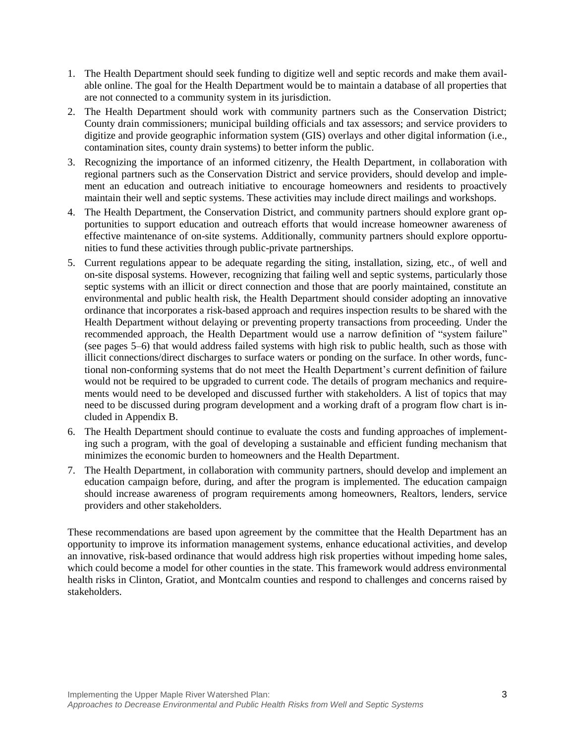1. The Health Department should seek funding to digitize well and septic records and make them available online. The goal for the Health Department would be to maintain a database of all properties that are not connected to a community system in its jurisdiction.
2. The Health Department should work with community partners such as the Conservation District; County drain commissioners; municipal building officials and tax assessors; and service providers to digitize and provide geographic information system (GIS) overlays and other digital information (i.e., contamination sites, county drain systems) to better inform the public.
3. Recognizing the importance of an informed citizenry, the Health Department, in collaboration with regional partners such as the Conservation District and service providers, should develop and implement an education and outreach initiative to encourage homeowners and residents to proactively maintain their well and septic systems. These activities may include direct mailings and workshops.
4. The Health Department, the Conservation District, and community partners should explore grant opportunities to support education and outreach efforts that would increase homeowner awareness of effective maintenance of on-site systems. Additionally, community partners should explore opportunities to fund these activities through public-private partnerships.
5. Current regulations appear to be adequate regarding the siting, installation, sizing, etc., of well and on-site disposal systems. However, recognizing that failing well and septic systems, particularly those septic systems with an illicit or direct connection and those that are poorly maintained, constitute an environmental and public health risk, the Health Department should consider adopting an innovative ordinance that incorporates a risk-based approach and requires inspection results to be shared with the Health Department without delaying or preventing property transactions from proceeding. Under the recommended approach, the Health Department would use a narrow definition of "system failure" (see pages 5–6) that would address failed systems with high risk to public health, such as those with illicit connections/direct discharges to surface waters or ponding on the surface. In other words, functional non-conforming systems that do not meet the Health Department's current definition of failure would not be required to be upgraded to current code. The details of program mechanics and requirements would need to be developed and discussed further with stakeholders. A list of topics that may need to be discussed during program development and a working draft of a program flow chart is included in Appendix B.
6. The Health Department should continue to evaluate the costs and funding approaches of implementing such a program, with the goal of developing a sustainable and efficient funding mechanism that minimizes the economic burden to homeowners and the Health Department.
7. The Health Department, in collaboration with community partners, should develop and implement an education campaign before, during, and after the program is implemented. The education campaign should increase awareness of program requirements among homeowners, Realtors, lenders, service providers and other stakeholders.

These recommendations are based upon agreement by the committee that the Health Department has an opportunity to improve its information management systems, enhance educational activities, and develop an innovative, risk-based ordinance that would address high risk properties without impeding home sales, which could become a model for other counties in the state. This framework would address environmental health risks in Clinton, Gratiot, and Montcalm counties and respond to challenges and concerns raised by stakeholders.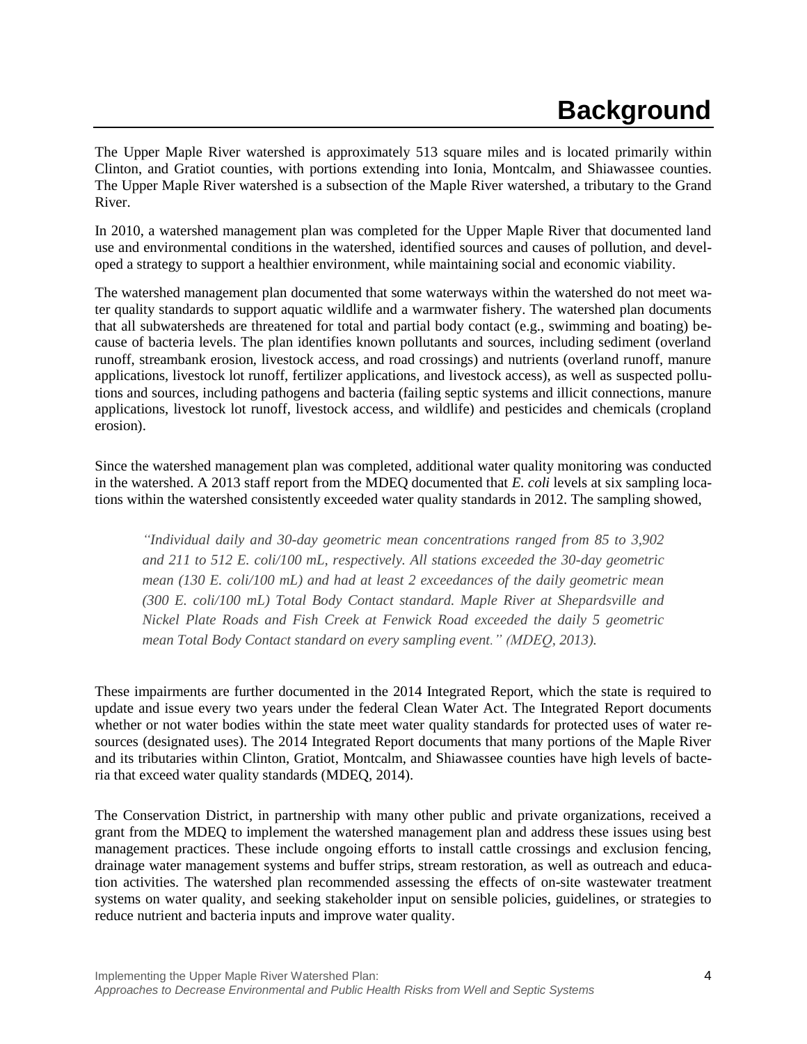# Background

The Upper Maple River watershed is approximately 513 square miles and is located primarily within Clinton, and Gratiot counties, with portions extending into Ionia, Montcalm, and Shiawassee counties. The Upper Maple River watershed is a subsection of the Maple River watershed, a tributary to the Grand River.

In 2010, a watershed management plan was completed for the Upper Maple River that documented land use and environmental conditions in the watershed, identified sources and causes of pollution, and developed a strategy to support a healthier environment, while maintaining social and economic viability.

The watershed management plan documented that some waterways within the watershed do not meet water quality standards to support aquatic wildlife and a warmwater fishery. The watershed plan documents that all subwatersheds are threatened for total and partial body contact (e.g., swimming and boating) because of bacteria levels. The plan identifies known pollutants and sources, including sediment (overland runoff, streambank erosion, livestock access, and road crossings) and nutrients (overland runoff, manure applications, livestock lot runoff, fertilizer applications, and livestock access), as well as suspected pollutions and sources, including pathogens and bacteria (failing septic systems and illicit connections, manure applications, livestock lot runoff, livestock access, and wildlife) and pesticides and chemicals (cropland erosion).

Since the watershed management plan was completed, additional water quality monitoring was conducted in the watershed. A 2013 staff report from the MDEQ documented that *E. coli* levels at six sampling locations within the watershed consistently exceeded water quality standards in 2012. The sampling showed,

> *"Individual daily and 30-day geometric mean concentrations ranged from 85 to 3,902 and 211 to 512 E. coli/100 mL, respectively. All stations exceeded the 30-day geometric mean (130 E. coli/100 mL) and had at least 2 exceedances of the daily geometric mean (300 E. coli/100 mL) Total Body Contact standard. Maple River at Shepardsville and Nickel Plate Roads and Fish Creek at Fenwick Road exceeded the daily 5 geometric mean Total Body Contact standard on every sampling event." (MDEQ, 2013).*

These impairments are further documented in the 2014 Integrated Report, which the state is required to update and issue every two years under the federal Clean Water Act. The Integrated Report documents whether or not water bodies within the state meet water quality standards for protected uses of water resources (designated uses). The 2014 Integrated Report documents that many portions of the Maple River and its tributaries within Clinton, Gratiot, Montcalm, and Shiawassee counties have high levels of bacteria that exceed water quality standards (MDEQ, 2014).

The Conservation District, in partnership with many other public and private organizations, received a grant from the MDEQ to implement the watershed management plan and address these issues using best management practices. These include ongoing efforts to install cattle crossings and exclusion fencing, drainage water management systems and buffer strips, stream restoration, as well as outreach and education activities. The watershed plan recommended assessing the effects of on-site wastewater treatment systems on water quality, and seeking stakeholder input on sensible policies, guidelines, or strategies to reduce nutrient and bacteria inputs and improve water quality.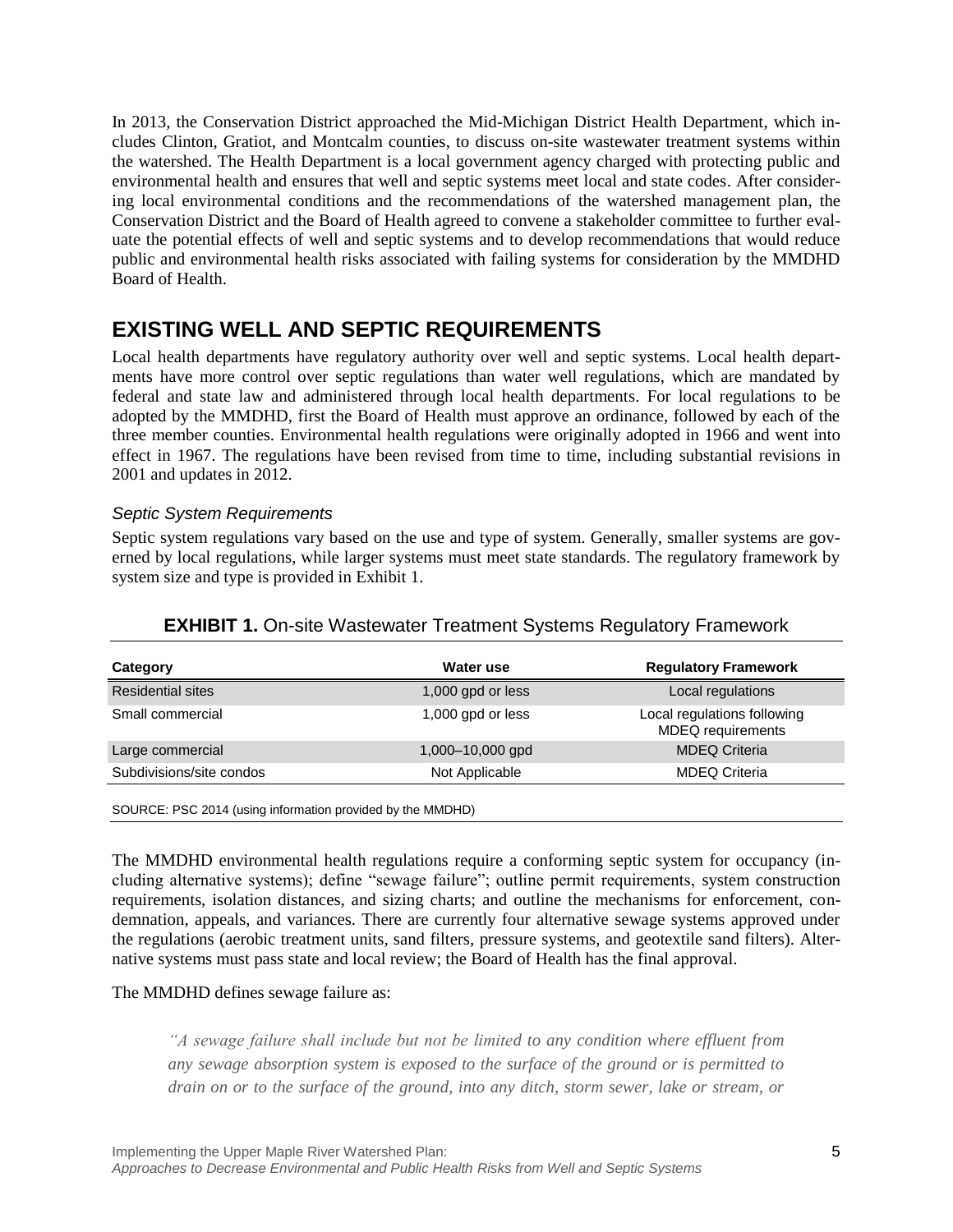In 2013, the Conservation District approached the Mid-Michigan District Health Department, which includes Clinton, Gratiot, and Montcalm counties, to discuss on-site wastewater treatment systems within the watershed. The Health Department is a local government agency charged with protecting public and environmental health and ensures that well and septic systems meet local and state codes. After considering local environmental conditions and the recommendations of the watershed management plan, the Conservation District and the Board of Health agreed to convene a stakeholder committee to further evaluate the potential effects of well and septic systems and to develop recommendations that would reduce public and environmental health risks associated with failing systems for consideration by the MMDHD Board of Health.

## EXISTING WELL AND SEPTIC REQUIREMENTS

Local health departments have regulatory authority over well and septic systems. Local health departments have more control over septic regulations than water well regulations, which are mandated by federal and state law and administered through local health departments. For local regulations to be adopted by the MMDHD, first the Board of Health must approve an ordinance, followed by each of the three member counties. Environmental health regulations were originally adopted in 1966 and went into effect in 1967. The regulations have been revised from time to time, including substantial revisions in 2001 and updates in 2012.

### *Septic System Requirements*

Septic system regulations vary based on the use and type of system. Generally, smaller systems are governed by local regulations, while larger systems must meet state standards. The regulatory framework by system size and type is provided in Exhibit 1.

**EXHIBIT 1.** On-site Wastewater Treatment Systems Regulatory Framework

| Category | Water use | Regulatory Framework |
|---|---|---|
| Residential sites | 1,000 gpd or less | Local regulations |
| Small commercial | 1,000 gpd or less | Local regulations following MDEQ requirements |
| Large commercial | 1,000–10,000 gpd | MDEQ Criteria |
| Subdivisions/site condos | Not Applicable | MDEQ Criteria |

SOURCE: PSC 2014 (using information provided by the MMDHD)

The MMDHD environmental health regulations require a conforming septic system for occupancy (including alternative systems); define "sewage failure"; outline permit requirements, system construction requirements, isolation distances, and sizing charts; and outline the mechanisms for enforcement, condemnation, appeals, and variances. There are currently four alternative sewage systems approved under the regulations (aerobic treatment units, sand filters, pressure systems, and geotextile sand filters). Alternative systems must pass state and local review; the Board of Health has the final approval.

The MMDHD defines sewage failure as:

> *"A sewage failure shall include but not be limited to any condition where effluent from any sewage absorption system is exposed to the surface of the ground or is permitted to drain on or to the surface of the ground, into any ditch, storm sewer, lake or stream, or*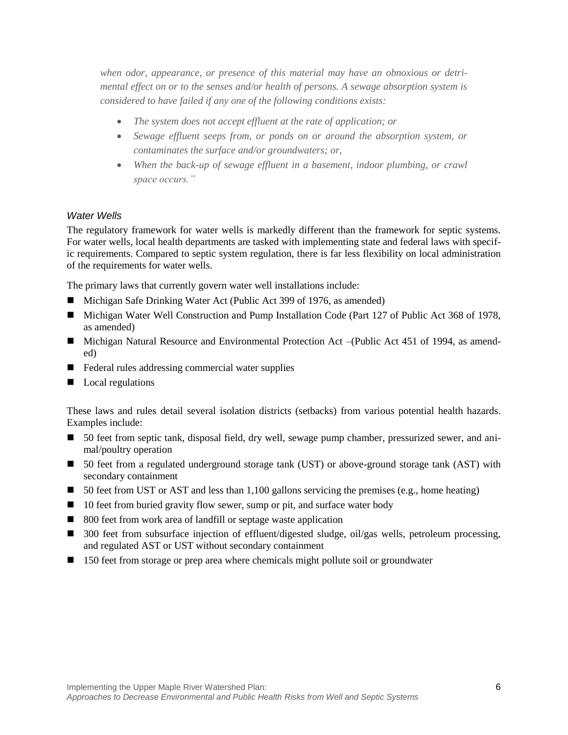*when odor, appearance, or presence of this material may have an obnoxious or detrimental effect on or to the senses and/or health of persons. A sewage absorption system is considered to have failed if any one of the following conditions exists:*

- *The system does not accept effluent at the rate of application; or*
- *Sewage effluent seeps from, or ponds on or around the absorption system, or contaminates the surface and/or groundwaters; or,*
- *When the back-up of sewage effluent in a basement, indoor plumbing, or crawl space occurs."*

### *Water Wells*

The regulatory framework for water wells is markedly different than the framework for septic systems. For water wells, local health departments are tasked with implementing state and federal laws with specific requirements. Compared to septic system regulation, there is far less flexibility on local administration of the requirements for water wells.

The primary laws that currently govern water well installations include:

- Michigan Safe Drinking Water Act (Public Act 399 of 1976, as amended)
- Michigan Water Well Construction and Pump Installation Code (Part 127 of Public Act 368 of 1978, as amended)
- Michigan Natural Resource and Environmental Protection Act –(Public Act 451 of 1994, as amended)
- Federal rules addressing commercial water supplies
- Local regulations

These laws and rules detail several isolation districts (setbacks) from various potential health hazards. Examples include:

- 50 feet from septic tank, disposal field, dry well, sewage pump chamber, pressurized sewer, and animal/poultry operation
- 50 feet from a regulated underground storage tank (UST) or above-ground storage tank (AST) with secondary containment
- 50 feet from UST or AST and less than 1,100 gallons servicing the premises (e.g., home heating)
- 10 feet from buried gravity flow sewer, sump or pit, and surface water body
- 800 feet from work area of landfill or septage waste application
- 300 feet from subsurface injection of effluent/digested sludge, oil/gas wells, petroleum processing, and regulated AST or UST without secondary containment
- 150 feet from storage or prep area where chemicals might pollute soil or groundwater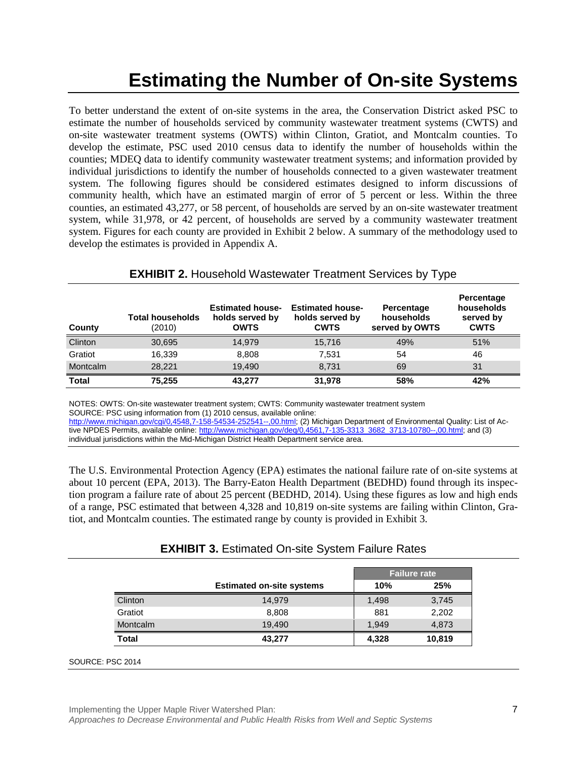# Estimating the Number of On-site Systems

To better understand the extent of on-site systems in the area, the Conservation District asked PSC to estimate the number of households serviced by community wastewater treatment systems (CWTS) and on-site wastewater treatment systems (OWTS) within Clinton, Gratiot, and Montcalm counties. To develop the estimate, PSC used 2010 census data to identify the number of households within the counties; MDEQ data to identify community wastewater treatment systems; and information provided by individual jurisdictions to identify the number of households connected to a given wastewater treatment system. The following figures should be considered estimates designed to inform discussions of community health, which have an estimated margin of error of 5 percent or less. Within the three counties, an estimated 43,277, or 58 percent, of households are served by an on-site wastewater treatment system, while 31,978, or 42 percent, of households are served by a community wastewater treatment system. Figures for each county are provided in Exhibit 2 below. A summary of the methodology used to develop the estimates is provided in Appendix A.

**EXHIBIT 2.** Household Wastewater Treatment Services by Type

| County | Total households (2010) | Estimated households served by OWTS | Estimated households served by CWTS | Percentage households served by OWTS | Percentage households served by CWTS |
|---|---|---|---|---|---|
| Clinton | 30,695 | 14,979 | 15,716 | 49% | 51% |
| Gratiot | 16,339 | 8,808 | 7,531 | 54 | 46 |
| Montcalm | 28,221 | 19,490 | 8,731 | 69 | 31 |
| **Total** | **75,255** | **43,277** | **31,978** | **58%** | **42%** |

NOTES: OWTS: On-site wastewater treatment system; CWTS: Community wastewater treatment system
SOURCE: PSC using information from (1) 2010 census, available online: http://www.michigan.gov/cgi/0,4548,7-158-54534-252541--,00.html; (2) Michigan Department of Environmental Quality: List of Active NPDES Permits, available online: http://www.michigan.gov/deq/0,4561,7-135-3313_3682_3713-10780--,00.html; and (3) individual jurisdictions within the Mid-Michigan District Health Department service area.

The U.S. Environmental Protection Agency (EPA) estimates the national failure rate of on-site systems at about 10 percent (EPA, 2013). The Barry-Eaton Health Department (BEDHD) found through its inspection program a failure rate of about 25 percent (BEDHD, 2014). Using these figures as low and high ends of a range, PSC estimated that between 4,328 and 10,819 on-site systems are failing within Clinton, Gratiot, and Montcalm counties. The estimated range by county is provided in Exhibit 3.

**EXHIBIT 3.** Estimated On-site System Failure Rates

| | | Failure rate | |
|---|---|---|---|
| | Estimated on-site systems | 10% | 25% |
| Clinton | 14,979 | 1,498 | 3,745 |
| Gratiot | 8,808 | 881 | 2,202 |
| Montcalm | 19,490 | 1,949 | 4,873 |
| **Total** | **43,277** | **4,328** | **10,819** |

SOURCE: PSC 2014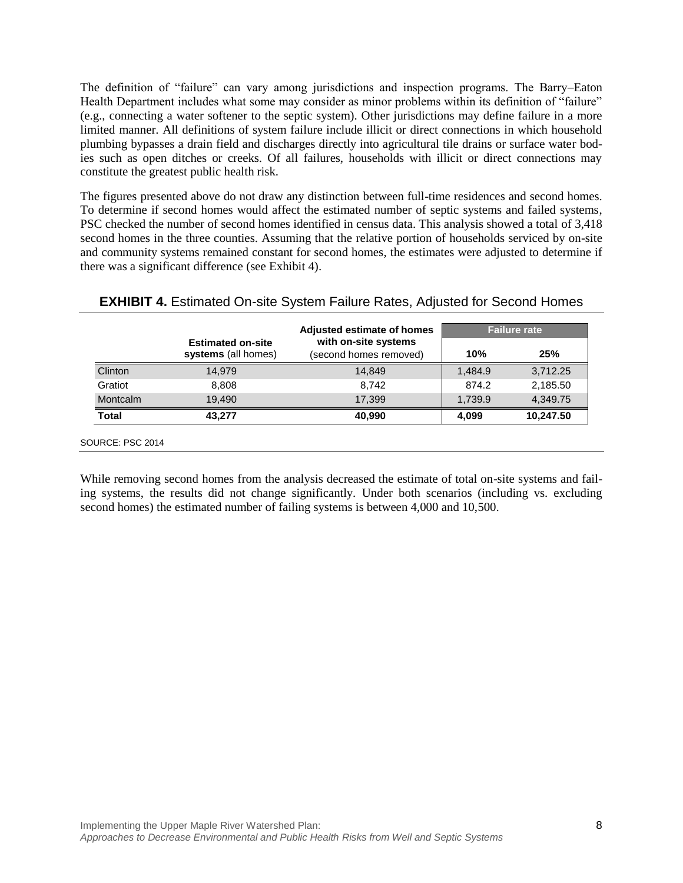The definition of "failure" can vary among jurisdictions and inspection programs. The Barry–Eaton Health Department includes what some may consider as minor problems within its definition of "failure" (e.g., connecting a water softener to the septic system). Other jurisdictions may define failure in a more limited manner. All definitions of system failure include illicit or direct connections in which household plumbing bypasses a drain field and discharges directly into agricultural tile drains or surface water bodies such as open ditches or creeks. Of all failures, households with illicit or direct connections may constitute the greatest public health risk.

The figures presented above do not draw any distinction between full-time residences and second homes. To determine if second homes would affect the estimated number of septic systems and failed systems, PSC checked the number of second homes identified in census data. This analysis showed a total of 3,418 second homes in the three counties. Assuming that the relative portion of households serviced by on-site and community systems remained constant for second homes, the estimates were adjusted to determine if there was a significant difference (see Exhibit 4).

**EXHIBIT 4.** Estimated On-site System Failure Rates, Adjusted for Second Homes

| | Estimated on-site systems (all homes) | Adjusted estimate of homes with on-site systems (second homes removed) | Failure rate | |
|---|---|---|---|---|
| | | | 10% | 25% |
| Clinton | 14,979 | 14,849 | 1,484.9 | 3,712.25 |
| Gratiot | 8,808 | 8,742 | 874.2 | 2,185.50 |
| Montcalm | 19,490 | 17,399 | 1,739.9 | 4,349.75 |
| **Total** | **43,277** | **40,990** | **4,099** | **10,247.50** |

SOURCE: PSC 2014

While removing second homes from the analysis decreased the estimate of total on-site systems and failing systems, the results did not change significantly. Under both scenarios (including vs. excluding second homes) the estimated number of failing systems is between 4,000 and 10,500.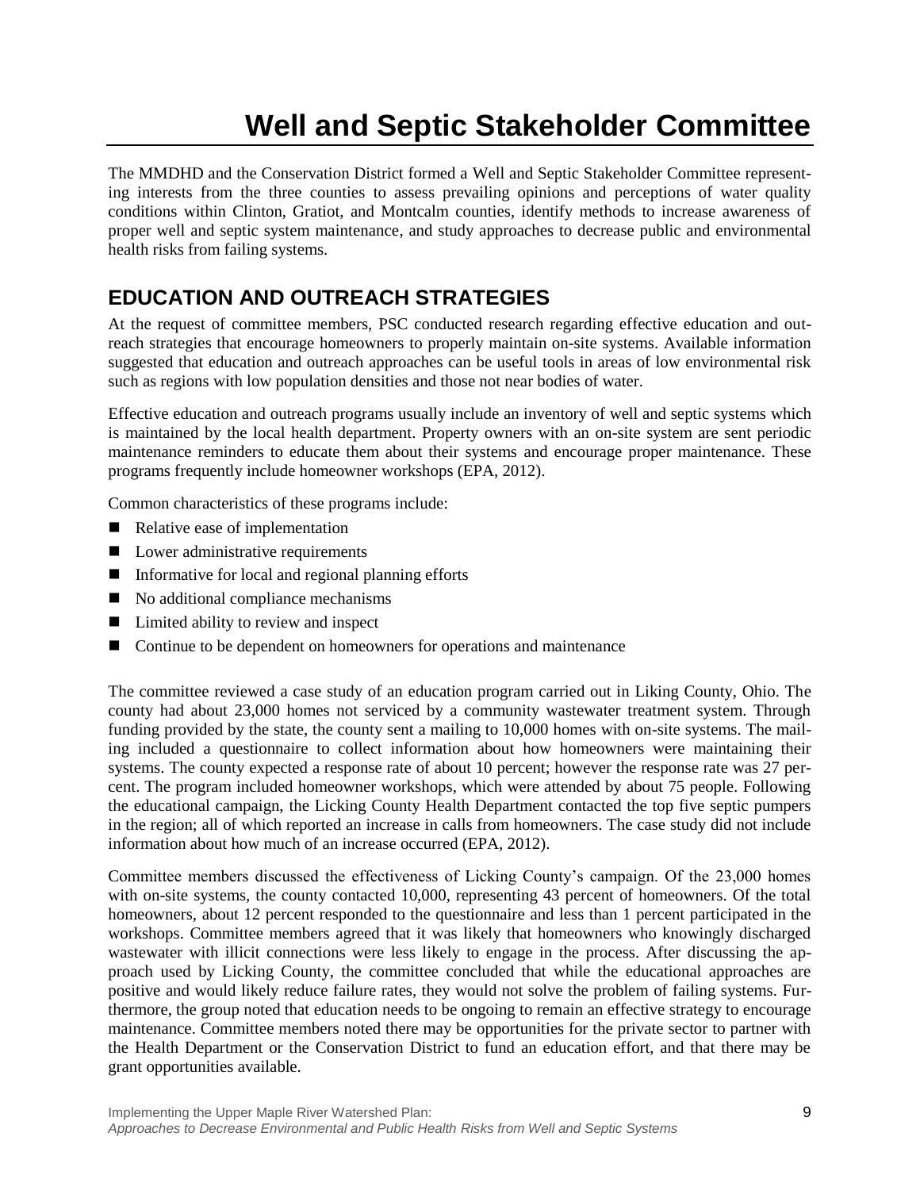# Well and Septic Stakeholder Committee

The MMDHD and the Conservation District formed a Well and Septic Stakeholder Committee representing interests from the three counties to assess prevailing opinions and perceptions of water quality conditions within Clinton, Gratiot, and Montcalm counties, identify methods to increase awareness of proper well and septic system maintenance, and study approaches to decrease public and environmental health risks from failing systems.

## EDUCATION AND OUTREACH STRATEGIES

At the request of committee members, PSC conducted research regarding effective education and outreach strategies that encourage homeowners to properly maintain on-site systems. Available information suggested that education and outreach approaches can be useful tools in areas of low environmental risk such as regions with low population densities and those not near bodies of water.

Effective education and outreach programs usually include an inventory of well and septic systems which is maintained by the local health department. Property owners with an on-site system are sent periodic maintenance reminders to educate them about their systems and encourage proper maintenance. These programs frequently include homeowner workshops (EPA, 2012).

Common characteristics of these programs include:

- Relative ease of implementation
- Lower administrative requirements
- Informative for local and regional planning efforts
- No additional compliance mechanisms
- Limited ability to review and inspect
- Continue to be dependent on homeowners for operations and maintenance

The committee reviewed a case study of an education program carried out in Liking County, Ohio. The county had about 23,000 homes not serviced by a community wastewater treatment system. Through funding provided by the state, the county sent a mailing to 10,000 homes with on-site systems. The mailing included a questionnaire to collect information about how homeowners were maintaining their systems. The county expected a response rate of about 10 percent; however the response rate was 27 percent. The program included homeowner workshops, which were attended by about 75 people. Following the educational campaign, the Licking County Health Department contacted the top five septic pumpers in the region; all of which reported an increase in calls from homeowners. The case study did not include information about how much of an increase occurred (EPA, 2012).

Committee members discussed the effectiveness of Licking County's campaign. Of the 23,000 homes with on-site systems, the county contacted 10,000, representing 43 percent of homeowners. Of the total homeowners, about 12 percent responded to the questionnaire and less than 1 percent participated in the workshops. Committee members agreed that it was likely that homeowners who knowingly discharged wastewater with illicit connections were less likely to engage in the process. After discussing the approach used by Licking County, the committee concluded that while the educational approaches are positive and would likely reduce failure rates, they would not solve the problem of failing systems. Furthermore, the group noted that education needs to be ongoing to remain an effective strategy to encourage maintenance. Committee members noted there may be opportunities for the private sector to partner with the Health Department or the Conservation District to fund an education effort, and that there may be grant opportunities available.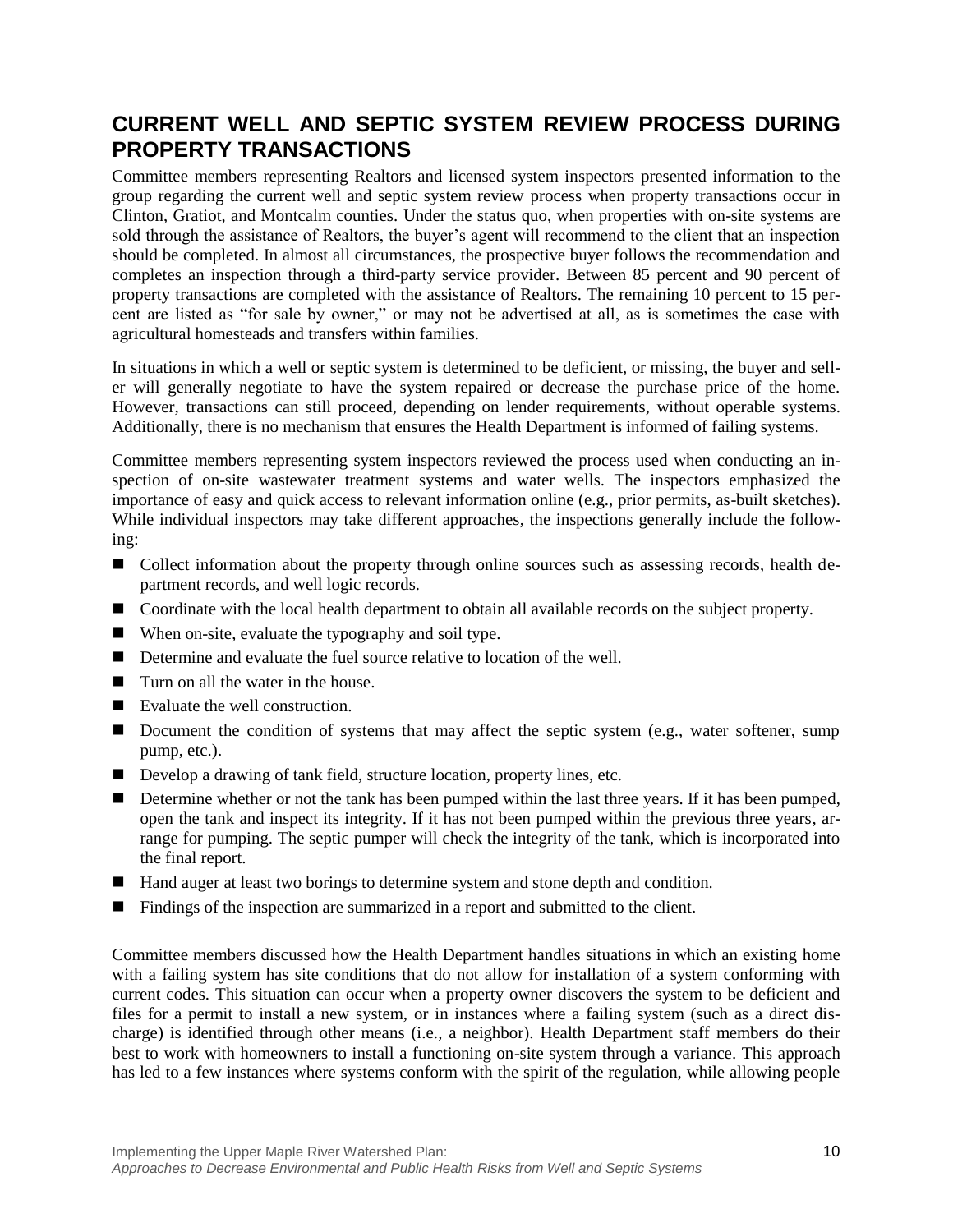## CURRENT WELL AND SEPTIC SYSTEM REVIEW PROCESS DURING PROPERTY TRANSACTIONS

Committee members representing Realtors and licensed system inspectors presented information to the group regarding the current well and septic system review process when property transactions occur in Clinton, Gratiot, and Montcalm counties. Under the status quo, when properties with on-site systems are sold through the assistance of Realtors, the buyer's agent will recommend to the client that an inspection should be completed. In almost all circumstances, the prospective buyer follows the recommendation and completes an inspection through a third-party service provider. Between 85 percent and 90 percent of property transactions are completed with the assistance of Realtors. The remaining 10 percent to 15 percent are listed as "for sale by owner," or may not be advertised at all, as is sometimes the case with agricultural homesteads and transfers within families.

In situations in which a well or septic system is determined to be deficient, or missing, the buyer and seller will generally negotiate to have the system repaired or decrease the purchase price of the home. However, transactions can still proceed, depending on lender requirements, without operable systems. Additionally, there is no mechanism that ensures the Health Department is informed of failing systems.

Committee members representing system inspectors reviewed the process used when conducting an inspection of on-site wastewater treatment systems and water wells. The inspectors emphasized the importance of easy and quick access to relevant information online (e.g., prior permits, as-built sketches). While individual inspectors may take different approaches, the inspections generally include the following:

- Collect information about the property through online sources such as assessing records, health department records, and well logic records.
- Coordinate with the local health department to obtain all available records on the subject property.
- When on-site, evaluate the typography and soil type.
- Determine and evaluate the fuel source relative to location of the well.
- Turn on all the water in the house.
- Evaluate the well construction.
- Document the condition of systems that may affect the septic system (e.g., water softener, sump pump, etc.).
- Develop a drawing of tank field, structure location, property lines, etc.
- Determine whether or not the tank has been pumped within the last three years. If it has been pumped, open the tank and inspect its integrity. If it has not been pumped within the previous three years, arrange for pumping. The septic pumper will check the integrity of the tank, which is incorporated into the final report.
- Hand auger at least two borings to determine system and stone depth and condition.
- Findings of the inspection are summarized in a report and submitted to the client.

Committee members discussed how the Health Department handles situations in which an existing home with a failing system has site conditions that do not allow for installation of a system conforming with current codes. This situation can occur when a property owner discovers the system to be deficient and files for a permit to install a new system, or in instances where a failing system (such as a direct discharge) is identified through other means (i.e., a neighbor). Health Department staff members do their best to work with homeowners to install a functioning on-site system through a variance. This approach has led to a few instances where systems conform with the spirit of the regulation, while allowing people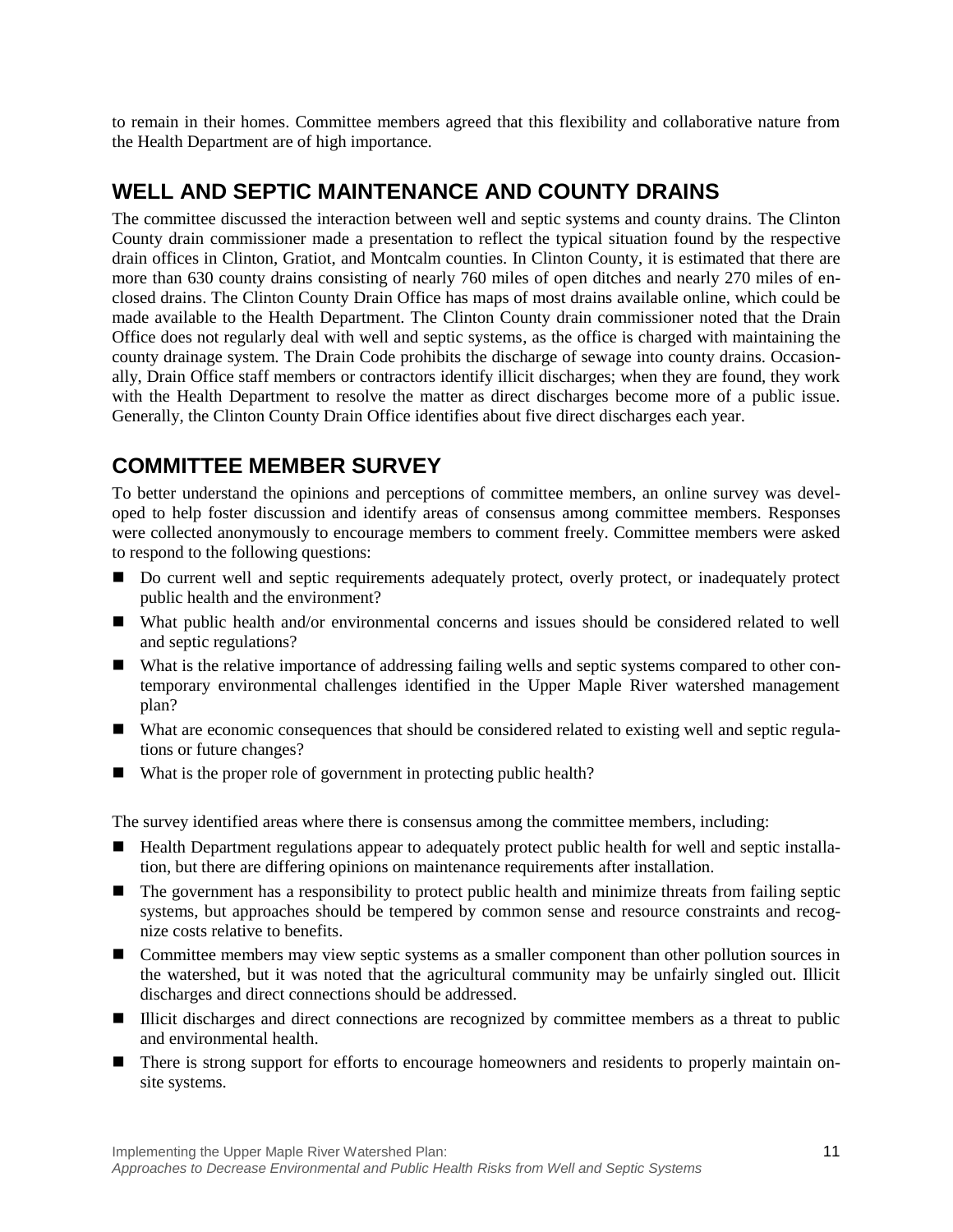to remain in their homes. Committee members agreed that this flexibility and collaborative nature from the Health Department are of high importance.

## WELL AND SEPTIC MAINTENANCE AND COUNTY DRAINS

The committee discussed the interaction between well and septic systems and county drains. The Clinton County drain commissioner made a presentation to reflect the typical situation found by the respective drain offices in Clinton, Gratiot, and Montcalm counties. In Clinton County, it is estimated that there are more than 630 county drains consisting of nearly 760 miles of open ditches and nearly 270 miles of enclosed drains. The Clinton County Drain Office has maps of most drains available online, which could be made available to the Health Department. The Clinton County drain commissioner noted that the Drain Office does not regularly deal with well and septic systems, as the office is charged with maintaining the county drainage system. The Drain Code prohibits the discharge of sewage into county drains. Occasionally, Drain Office staff members or contractors identify illicit discharges; when they are found, they work with the Health Department to resolve the matter as direct discharges become more of a public issue. Generally, the Clinton County Drain Office identifies about five direct discharges each year.

## COMMITTEE MEMBER SURVEY

To better understand the opinions and perceptions of committee members, an online survey was developed to help foster discussion and identify areas of consensus among committee members. Responses were collected anonymously to encourage members to comment freely. Committee members were asked to respond to the following questions:

- Do current well and septic requirements adequately protect, overly protect, or inadequately protect public health and the environment?
- What public health and/or environmental concerns and issues should be considered related to well and septic regulations?
- What is the relative importance of addressing failing wells and septic systems compared to other contemporary environmental challenges identified in the Upper Maple River watershed management plan?
- What are economic consequences that should be considered related to existing well and septic regulations or future changes?
- What is the proper role of government in protecting public health?

The survey identified areas where there is consensus among the committee members, including:

- Health Department regulations appear to adequately protect public health for well and septic installation, but there are differing opinions on maintenance requirements after installation.
- The government has a responsibility to protect public health and minimize threats from failing septic systems, but approaches should be tempered by common sense and resource constraints and recognize costs relative to benefits.
- Committee members may view septic systems as a smaller component than other pollution sources in the watershed, but it was noted that the agricultural community may be unfairly singled out. Illicit discharges and direct connections should be addressed.
- Illicit discharges and direct connections are recognized by committee members as a threat to public and environmental health.
- There is strong support for efforts to encourage homeowners and residents to properly maintain onsite systems.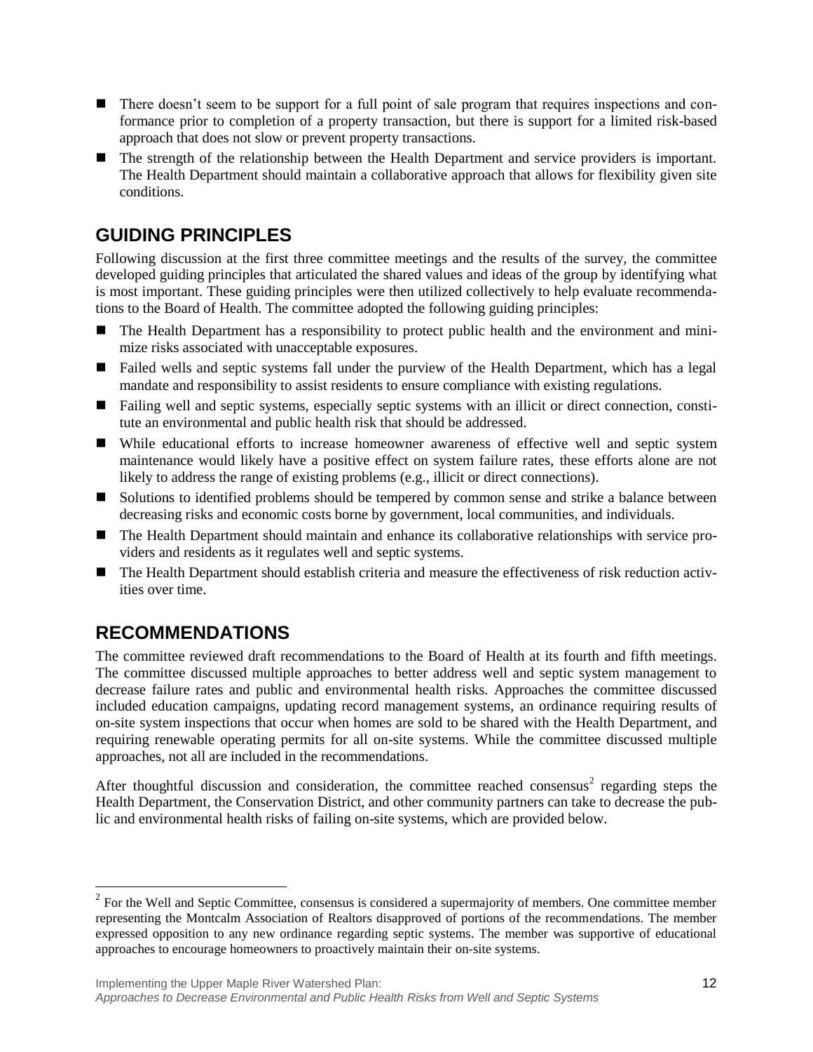- There doesn't seem to be support for a full point of sale program that requires inspections and conformance prior to completion of a property transaction, but there is support for a limited risk-based approach that does not slow or prevent property transactions.
- The strength of the relationship between the Health Department and service providers is important. The Health Department should maintain a collaborative approach that allows for flexibility given site conditions.

## GUIDING PRINCIPLES

Following discussion at the first three committee meetings and the results of the survey, the committee developed guiding principles that articulated the shared values and ideas of the group by identifying what is most important. These guiding principles were then utilized collectively to help evaluate recommendations to the Board of Health. The committee adopted the following guiding principles:

- The Health Department has a responsibility to protect public health and the environment and minimize risks associated with unacceptable exposures.
- Failed wells and septic systems fall under the purview of the Health Department, which has a legal mandate and responsibility to assist residents to ensure compliance with existing regulations.
- Failing well and septic systems, especially septic systems with an illicit or direct connection, constitute an environmental and public health risk that should be addressed.
- While educational efforts to increase homeowner awareness of effective well and septic system maintenance would likely have a positive effect on system failure rates, these efforts alone are not likely to address the range of existing problems (e.g., illicit or direct connections).
- Solutions to identified problems should be tempered by common sense and strike a balance between decreasing risks and economic costs borne by government, local communities, and individuals.
- The Health Department should maintain and enhance its collaborative relationships with service providers and residents as it regulates well and septic systems.
- The Health Department should establish criteria and measure the effectiveness of risk reduction activities over time.

## RECOMMENDATIONS

The committee reviewed draft recommendations to the Board of Health at its fourth and fifth meetings. The committee discussed multiple approaches to better address well and septic system management to decrease failure rates and public and environmental health risks. Approaches the committee discussed included education campaigns, updating record management systems, an ordinance requiring results of on-site system inspections that occur when homes are sold to be shared with the Health Department, and requiring renewable operating permits for all on-site systems. While the committee discussed multiple approaches, not all are included in the recommendations.

After thoughtful discussion and consideration, the committee reached consensus[2] regarding steps the Health Department, the Conservation District, and other community partners can take to decrease the public and environmental health risks of failing on-site systems, which are provided below.

[2] For the Well and Septic Committee, consensus is considered a supermajority of members. One committee member representing the Montcalm Association of Realtors disapproved of portions of the recommendations. The member expressed opposition to any new ordinance regarding septic systems. The member was supportive of educational approaches to encourage homeowners to proactively maintain their on-site systems.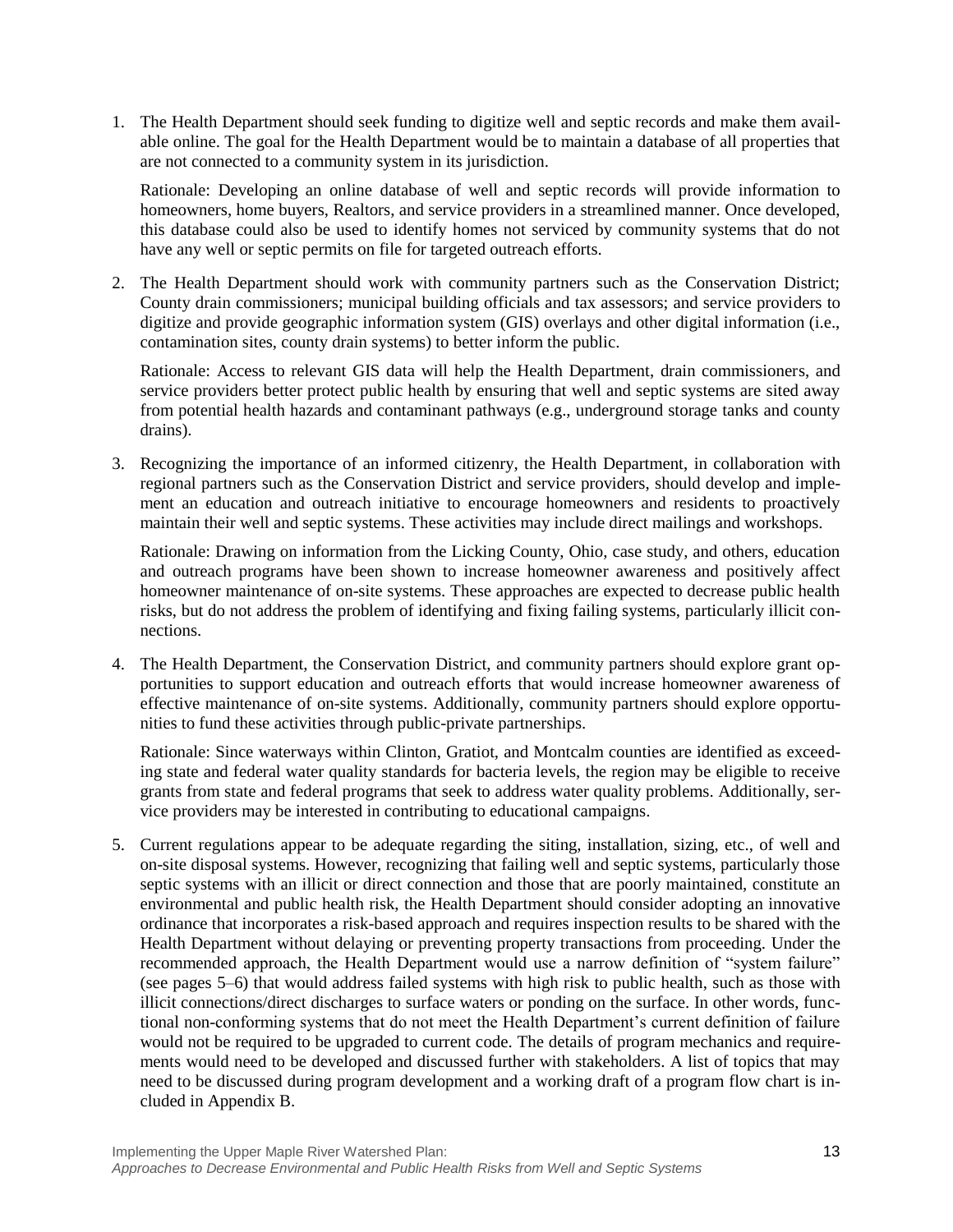1. The Health Department should seek funding to digitize well and septic records and make them available online. The goal for the Health Department would be to maintain a database of all properties that are not connected to a community system in its jurisdiction.

   Rationale: Developing an online database of well and septic records will provide information to homeowners, home buyers, Realtors, and service providers in a streamlined manner. Once developed, this database could also be used to identify homes not serviced by community systems that do not have any well or septic permits on file for targeted outreach efforts.

2. The Health Department should work with community partners such as the Conservation District; County drain commissioners; municipal building officials and tax assessors; and service providers to digitize and provide geographic information system (GIS) overlays and other digital information (i.e., contamination sites, county drain systems) to better inform the public.

   Rationale: Access to relevant GIS data will help the Health Department, drain commissioners, and service providers better protect public health by ensuring that well and septic systems are sited away from potential health hazards and contaminant pathways (e.g., underground storage tanks and county drains).

3. Recognizing the importance of an informed citizenry, the Health Department, in collaboration with regional partners such as the Conservation District and service providers, should develop and implement an education and outreach initiative to encourage homeowners and residents to proactively maintain their well and septic systems. These activities may include direct mailings and workshops.

   Rationale: Drawing on information from the Licking County, Ohio, case study, and others, education and outreach programs have been shown to increase homeowner awareness and positively affect homeowner maintenance of on-site systems. These approaches are expected to decrease public health risks, but do not address the problem of identifying and fixing failing systems, particularly illicit connections.

4. The Health Department, the Conservation District, and community partners should explore grant opportunities to support education and outreach efforts that would increase homeowner awareness of effective maintenance of on-site systems. Additionally, community partners should explore opportunities to fund these activities through public-private partnerships.

   Rationale: Since waterways within Clinton, Gratiot, and Montcalm counties are identified as exceeding state and federal water quality standards for bacteria levels, the region may be eligible to receive grants from state and federal programs that seek to address water quality problems. Additionally, service providers may be interested in contributing to educational campaigns.

5. Current regulations appear to be adequate regarding the siting, installation, sizing, etc., of well and on-site disposal systems. However, recognizing that failing well and septic systems, particularly those septic systems with an illicit or direct connection and those that are poorly maintained, constitute an environmental and public health risk, the Health Department should consider adopting an innovative ordinance that incorporates a risk-based approach and requires inspection results to be shared with the Health Department without delaying or preventing property transactions from proceeding. Under the recommended approach, the Health Department would use a narrow definition of "system failure" (see pages 5–6) that would address failed systems with high risk to public health, such as those with illicit connections/direct discharges to surface waters or ponding on the surface. In other words, functional non-conforming systems that do not meet the Health Department's current definition of failure would not be required to be upgraded to current code. The details of program mechanics and requirements would need to be developed and discussed further with stakeholders. A list of topics that may need to be discussed during program development and a working draft of a program flow chart is included in Appendix B.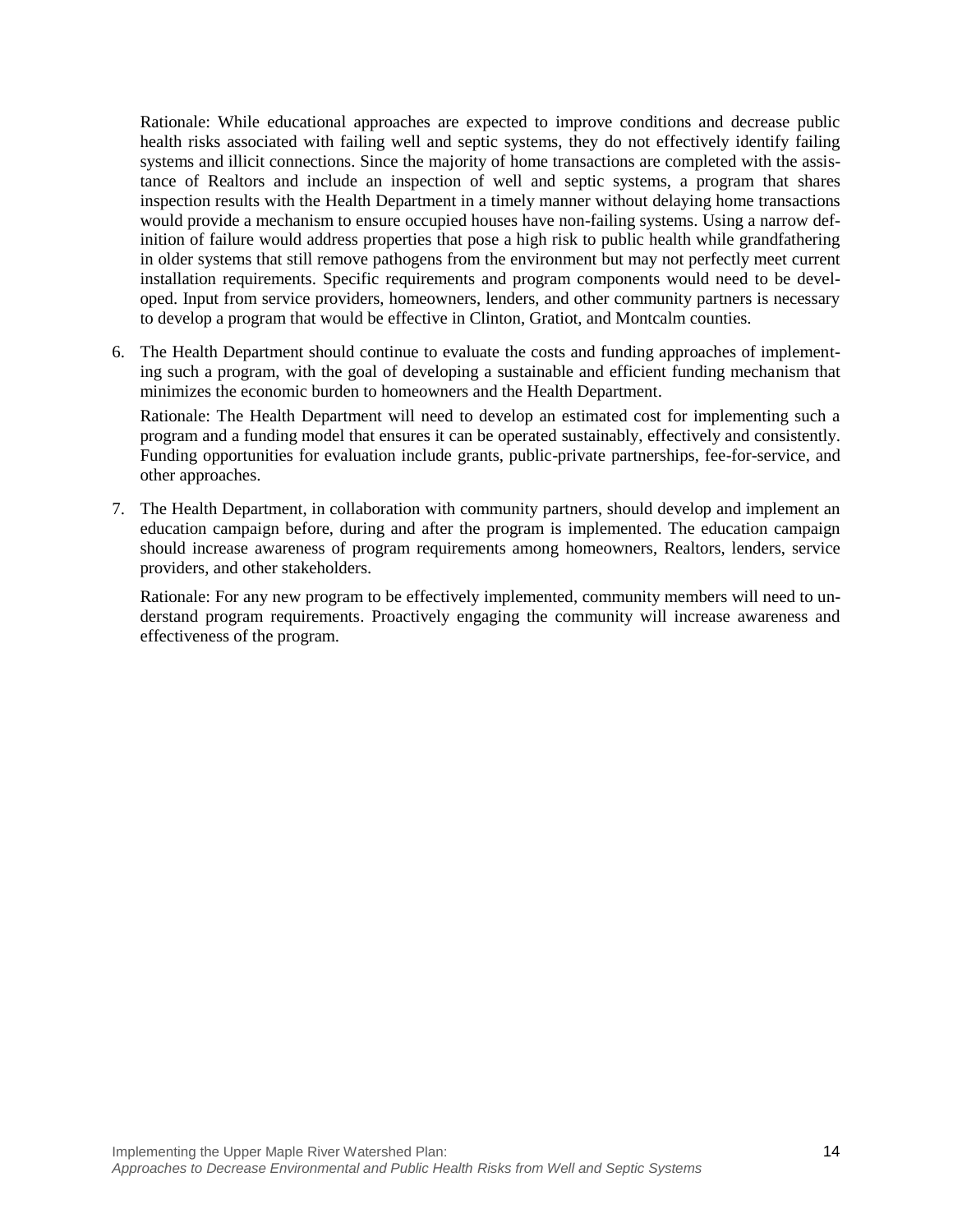Rationale: While educational approaches are expected to improve conditions and decrease public health risks associated with failing well and septic systems, they do not effectively identify failing systems and illicit connections. Since the majority of home transactions are completed with the assistance of Realtors and include an inspection of well and septic systems, a program that shares inspection results with the Health Department in a timely manner without delaying home transactions would provide a mechanism to ensure occupied houses have non-failing systems. Using a narrow definition of failure would address properties that pose a high risk to public health while grandfathering in older systems that still remove pathogens from the environment but may not perfectly meet current installation requirements. Specific requirements and program components would need to be developed. Input from service providers, homeowners, lenders, and other community partners is necessary to develop a program that would be effective in Clinton, Gratiot, and Montcalm counties.

6. The Health Department should continue to evaluate the costs and funding approaches of implementing such a program, with the goal of developing a sustainable and efficient funding mechanism that minimizes the economic burden to homeowners and the Health Department.

   Rationale: The Health Department will need to develop an estimated cost for implementing such a program and a funding model that ensures it can be operated sustainably, effectively and consistently. Funding opportunities for evaluation include grants, public-private partnerships, fee-for-service, and other approaches.

7. The Health Department, in collaboration with community partners, should develop and implement an education campaign before, during and after the program is implemented. The education campaign should increase awareness of program requirements among homeowners, Realtors, lenders, service providers, and other stakeholders.

   Rationale: For any new program to be effectively implemented, community members will need to understand program requirements. Proactively engaging the community will increase awareness and effectiveness of the program.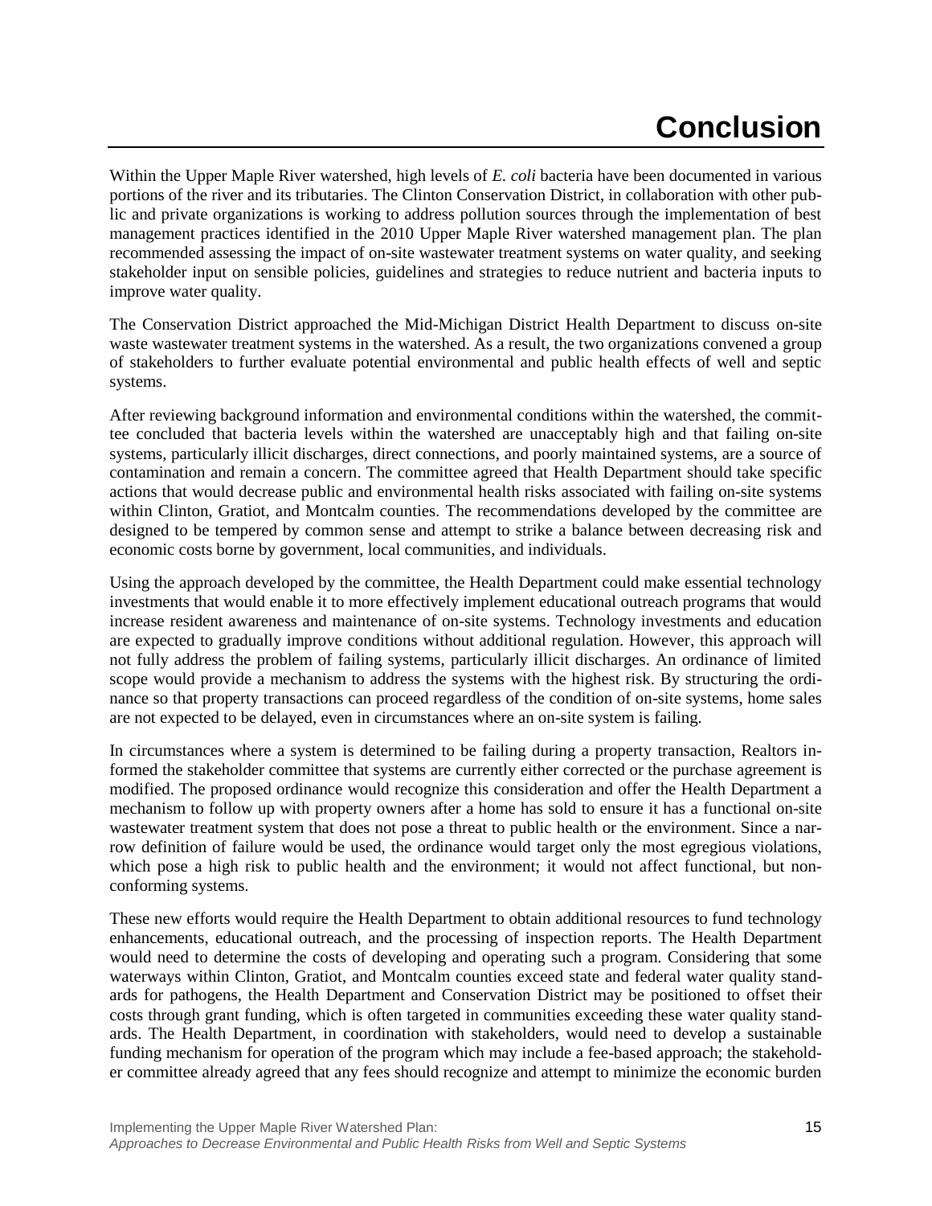# Conclusion

Within the Upper Maple River watershed, high levels of *E. coli* bacteria have been documented in various portions of the river and its tributaries. The Clinton Conservation District, in collaboration with other public and private organizations is working to address pollution sources through the implementation of best management practices identified in the 2010 Upper Maple River watershed management plan. The plan recommended assessing the impact of on-site wastewater treatment systems on water quality, and seeking stakeholder input on sensible policies, guidelines and strategies to reduce nutrient and bacteria inputs to improve water quality.

The Conservation District approached the Mid-Michigan District Health Department to discuss on-site waste wastewater treatment systems in the watershed. As a result, the two organizations convened a group of stakeholders to further evaluate potential environmental and public health effects of well and septic systems.

After reviewing background information and environmental conditions within the watershed, the committee concluded that bacteria levels within the watershed are unacceptably high and that failing on-site systems, particularly illicit discharges, direct connections, and poorly maintained systems, are a source of contamination and remain a concern. The committee agreed that Health Department should take specific actions that would decrease public and environmental health risks associated with failing on-site systems within Clinton, Gratiot, and Montcalm counties. The recommendations developed by the committee are designed to be tempered by common sense and attempt to strike a balance between decreasing risk and economic costs borne by government, local communities, and individuals.

Using the approach developed by the committee, the Health Department could make essential technology investments that would enable it to more effectively implement educational outreach programs that would increase resident awareness and maintenance of on-site systems. Technology investments and education are expected to gradually improve conditions without additional regulation. However, this approach will not fully address the problem of failing systems, particularly illicit discharges. An ordinance of limited scope would provide a mechanism to address the systems with the highest risk. By structuring the ordinance so that property transactions can proceed regardless of the condition of on-site systems, home sales are not expected to be delayed, even in circumstances where an on-site system is failing.

In circumstances where a system is determined to be failing during a property transaction, Realtors informed the stakeholder committee that systems are currently either corrected or the purchase agreement is modified. The proposed ordinance would recognize this consideration and offer the Health Department a mechanism to follow up with property owners after a home has sold to ensure it has a functional on-site wastewater treatment system that does not pose a threat to public health or the environment. Since a narrow definition of failure would be used, the ordinance would target only the most egregious violations, which pose a high risk to public health and the environment; it would not affect functional, but non-conforming systems.

These new efforts would require the Health Department to obtain additional resources to fund technology enhancements, educational outreach, and the processing of inspection reports. The Health Department would need to determine the costs of developing and operating such a program. Considering that some waterways within Clinton, Gratiot, and Montcalm counties exceed state and federal water quality standards for pathogens, the Health Department and Conservation District may be positioned to offset their costs through grant funding, which is often targeted in communities exceeding these water quality standards. The Health Department, in coordination with stakeholders, would need to develop a sustainable funding mechanism for operation of the program which may include a fee-based approach; the stakeholder committee already agreed that any fees should recognize and attempt to minimize the economic burden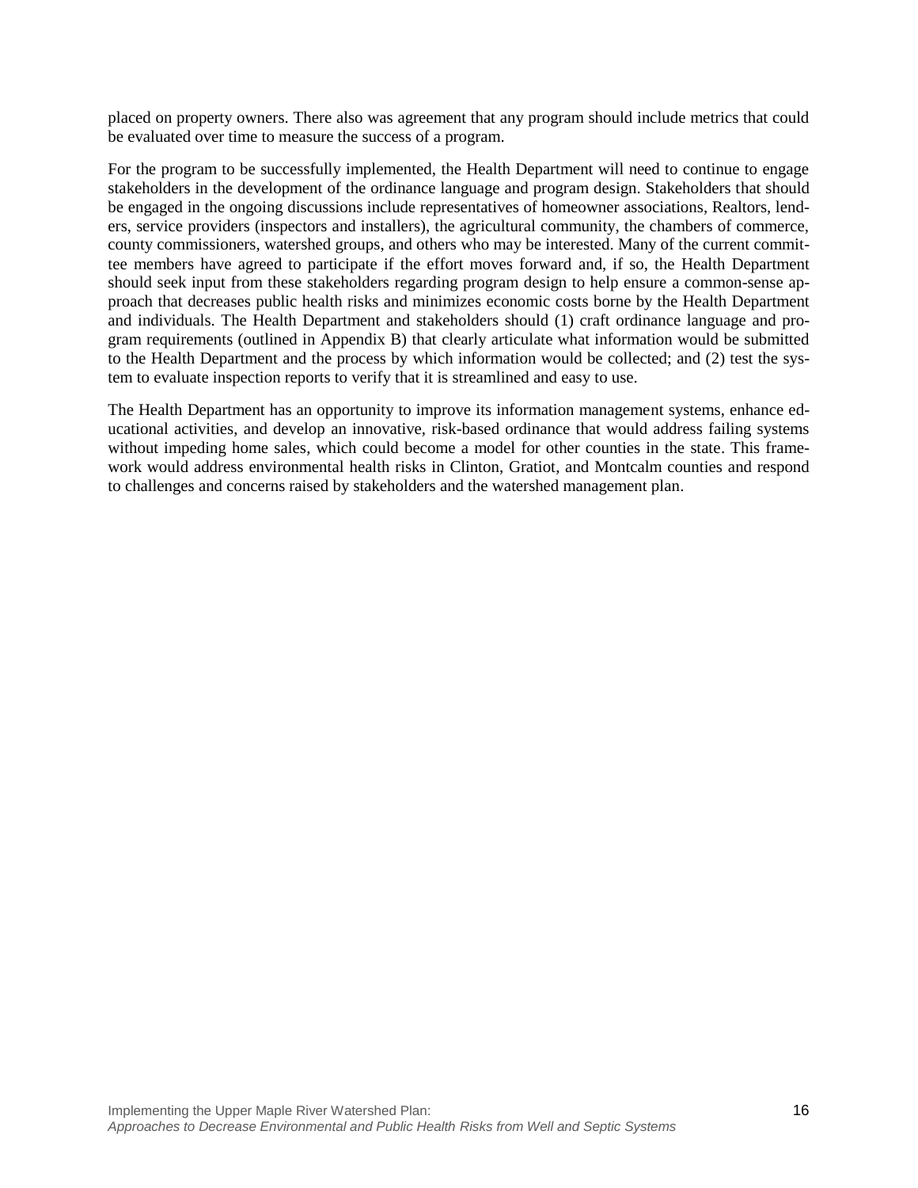placed on property owners. There also was agreement that any program should include metrics that could be evaluated over time to measure the success of a program.

For the program to be successfully implemented, the Health Department will need to continue to engage stakeholders in the development of the ordinance language and program design. Stakeholders that should be engaged in the ongoing discussions include representatives of homeowner associations, Realtors, lenders, service providers (inspectors and installers), the agricultural community, the chambers of commerce, county commissioners, watershed groups, and others who may be interested. Many of the current committee members have agreed to participate if the effort moves forward and, if so, the Health Department should seek input from these stakeholders regarding program design to help ensure a common-sense approach that decreases public health risks and minimizes economic costs borne by the Health Department and individuals. The Health Department and stakeholders should (1) craft ordinance language and program requirements (outlined in Appendix B) that clearly articulate what information would be submitted to the Health Department and the process by which information would be collected; and (2) test the system to evaluate inspection reports to verify that it is streamlined and easy to use.

The Health Department has an opportunity to improve its information management systems, enhance educational activities, and develop an innovative, risk-based ordinance that would address failing systems without impeding home sales, which could become a model for other counties in the state. This framework would address environmental health risks in Clinton, Gratiot, and Montcalm counties and respond to challenges and concerns raised by stakeholders and the watershed management plan.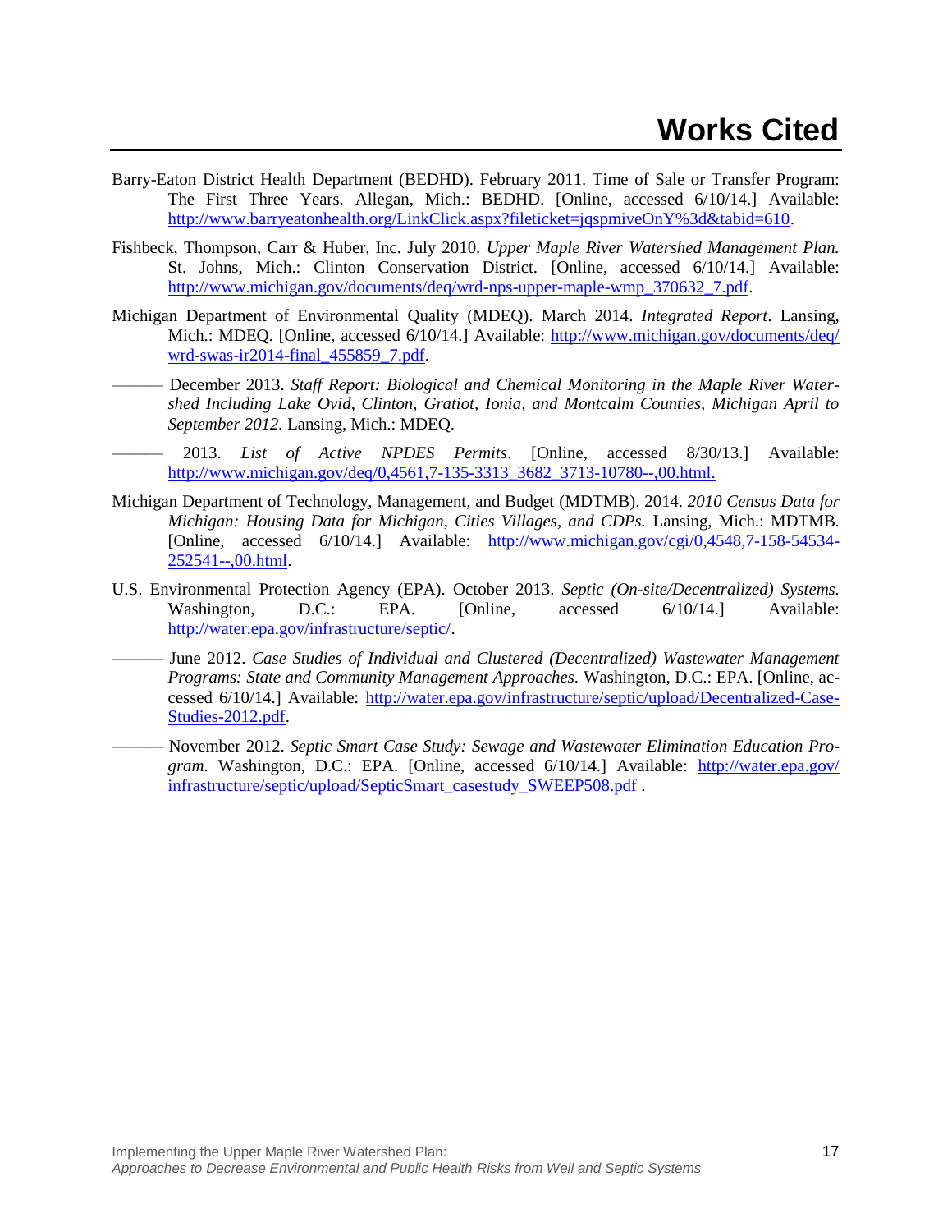# Works Cited

Barry-Eaton District Health Department (BEDHD). February 2011. Time of Sale or Transfer Program: The First Three Years. Allegan, Mich.: BEDHD. [Online, accessed 6/10/14.] Available: http://www.barryeatonhealth.org/LinkClick.aspx?fileticket=jqspmiveOnY%3d&tabid=610.

Fishbeck, Thompson, Carr & Huber, Inc. July 2010. *Upper Maple River Watershed Management Plan.* St. Johns, Mich.: Clinton Conservation District. [Online, accessed 6/10/14.] Available: http://www.michigan.gov/documents/deq/wrd-nps-upper-maple-wmp_370632_7.pdf.

Michigan Department of Environmental Quality (MDEQ). March 2014. *Integrated Report*. Lansing, Mich.: MDEQ. [Online, accessed 6/10/14.] Available: http://www.michigan.gov/documents/deq/wrd-swas-ir2014-final_455859_7.pdf.

——— December 2013. *Staff Report: Biological and Chemical Monitoring in the Maple River Watershed Including Lake Ovid, Clinton, Gratiot, Ionia, and Montcalm Counties, Michigan April to September 2012.* Lansing, Mich.: MDEQ.

——— 2013. *List of Active NPDES Permits*. [Online, accessed 8/30/13.] Available: http://www.michigan.gov/deq/0,4561,7-135-3313_3682_3713-10780--,00.html.

Michigan Department of Technology, Management, and Budget (MDTMB). 2014. *2010 Census Data for Michigan: Housing Data for Michigan, Cities Villages, and CDPs.* Lansing, Mich.: MDTMB. [Online, accessed 6/10/14.] Available: http://www.michigan.gov/cgi/0,4548,7-158-54534-252541--,00.html.

U.S. Environmental Protection Agency (EPA). October 2013. *Septic (On-site/Decentralized) Systems.* Washington, D.C.: EPA. [Online, accessed 6/10/14.] Available: http://water.epa.gov/infrastructure/septic/.

——— June 2012. *Case Studies of Individual and Clustered (Decentralized) Wastewater Management Programs: State and Community Management Approaches*. Washington, D.C.: EPA. [Online, accessed 6/10/14.] Available: http://water.epa.gov/infrastructure/septic/upload/Decentralized-Case-Studies-2012.pdf.

——— November 2012. *Septic Smart Case Study: Sewage and Wastewater Elimination Education Program*. Washington, D.C.: EPA. [Online, accessed 6/10/14.] Available: http://water.epa.gov/infrastructure/septic/upload/SepticSmart_casestudy_SWEEP508.pdf .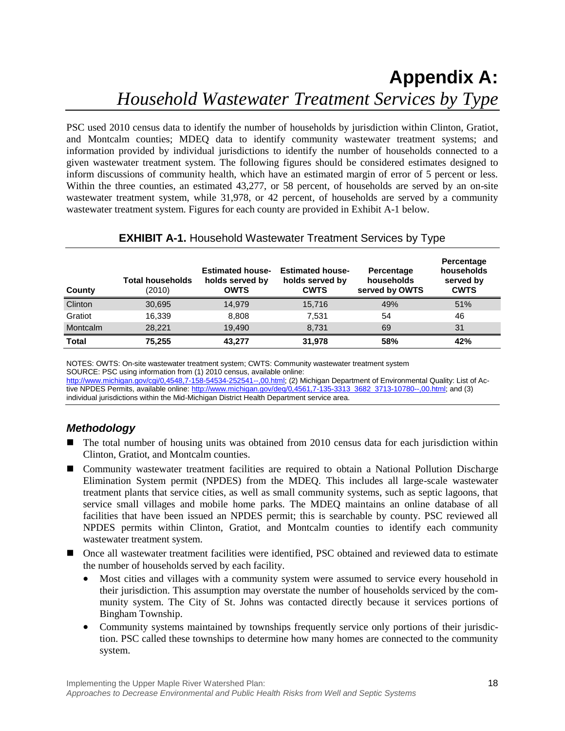# Appendix A:

## *Household Wastewater Treatment Services by Type*

PSC used 2010 census data to identify the number of households by jurisdiction within Clinton, Gratiot, and Montcalm counties; MDEQ data to identify community wastewater treatment systems; and information provided by individual jurisdictions to identify the number of households connected to a given wastewater treatment system. The following figures should be considered estimates designed to inform discussions of community health, which have an estimated margin of error of 5 percent or less. Within the three counties, an estimated 43,277, or 58 percent, of households are served by an on-site wastewater treatment system, while 31,978, or 42 percent, of households are served by a community wastewater treatment system. Figures for each county are provided in Exhibit A-1 below.

**EXHIBIT A-1.** Household Wastewater Treatment Services by Type

| County | Total households (2010) | Estimated house-holds served by OWTS | Estimated house-holds served by CWTS | Percentage households served by OWTS | Percentage households served by CWTS |
|---|---|---|---|---|---|
| Clinton | 30,695 | 14,979 | 15,716 | 49% | 51% |
| Gratiot | 16,339 | 8,808 | 7,531 | 54 | 46 |
| Montcalm | 28,221 | 19,490 | 8,731 | 69 | 31 |
| **Total** | **75,255** | **43,277** | **31,978** | **58%** | **42%** |

NOTES: OWTS: On-site wastewater treatment system; CWTS: Community wastewater treatment system
SOURCE: PSC using information from (1) 2010 census, available online: http://www.michigan.gov/cgi/0,4548,7-158-54534-252541--,00.html; (2) Michigan Department of Environmental Quality: List of Active NPDES Permits, available online: http://www.michigan.gov/deq/0,4561,7-135-3313_3682_3713-10780--,00.html; and (3) individual jurisdictions within the Mid-Michigan District Health Department service area.

### *Methodology*

- The total number of housing units was obtained from 2010 census data for each jurisdiction within Clinton, Gratiot, and Montcalm counties.
- Community wastewater treatment facilities are required to obtain a National Pollution Discharge Elimination System permit (NPDES) from the MDEQ. This includes all large-scale wastewater treatment plants that service cities, as well as small community systems, such as septic lagoons, that service small villages and mobile home parks. The MDEQ maintains an online database of all facilities that have been issued an NPDES permit; this is searchable by county. PSC reviewed all NPDES permits within Clinton, Gratiot, and Montcalm counties to identify each community wastewater treatment system.
- Once all wastewater treatment facilities were identified, PSC obtained and reviewed data to estimate the number of households served by each facility.
  - Most cities and villages with a community system were assumed to service every household in their jurisdiction. This assumption may overstate the number of households serviced by the community system. The City of St. Johns was contacted directly because it services portions of Bingham Township.
  - Community systems maintained by townships frequently service only portions of their jurisdiction. PSC called these townships to determine how many homes are connected to the community system.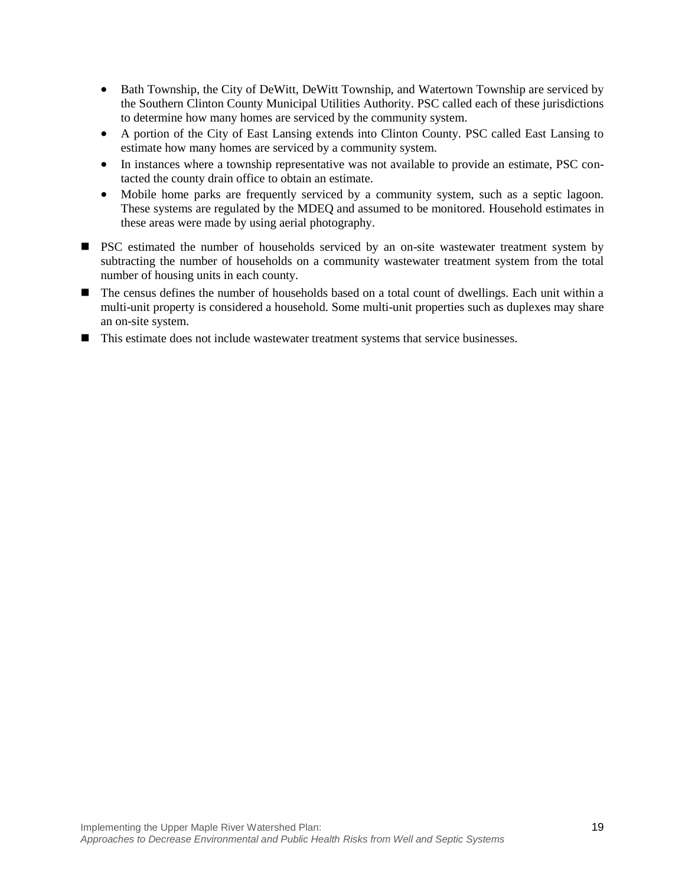- Bath Township, the City of DeWitt, DeWitt Township, and Watertown Township are serviced by the Southern Clinton County Municipal Utilities Authority. PSC called each of these jurisdictions to determine how many homes are serviced by the community system.
    - A portion of the City of East Lansing extends into Clinton County. PSC called East Lansing to estimate how many homes are serviced by a community system.
    - In instances where a township representative was not available to provide an estimate, PSC contacted the county drain office to obtain an estimate.
    - Mobile home parks are frequently serviced by a community system, such as a septic lagoon. These systems are regulated by the MDEQ and assumed to be monitored. Household estimates in these areas were made by using aerial photography.

- PSC estimated the number of households serviced by an on-site wastewater treatment system by subtracting the number of households on a community wastewater treatment system from the total number of housing units in each county.
- The census defines the number of households based on a total count of dwellings. Each unit within a multi-unit property is considered a household. Some multi-unit properties such as duplexes may share an on-site system.
- This estimate does not include wastewater treatment systems that service businesses.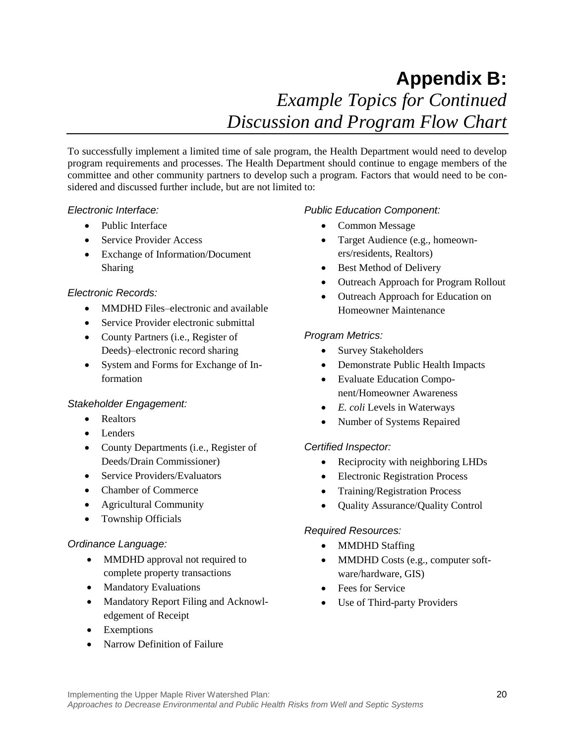# Appendix B: *Example Topics for Continued Discussion and Program Flow Chart*

To successfully implement a limited time of sale program, the Health Department would need to develop program requirements and processes. The Health Department should continue to engage members of the committee and other community partners to develop such a program. Factors that would need to be considered and discussed further include, but are not limited to:

*Electronic Interface:*

- Public Interface
- Service Provider Access
- Exchange of Information/Document Sharing

*Electronic Records:*

- MMDHD Files–electronic and available
- Service Provider electronic submittal
- County Partners (i.e., Register of Deeds)–electronic record sharing
- System and Forms for Exchange of Information

*Stakeholder Engagement:*

- Realtors
- Lenders
- County Departments (i.e., Register of Deeds/Drain Commissioner)
- Service Providers/Evaluators
- Chamber of Commerce
- Agricultural Community
- Township Officials

*Ordinance Language:*

- MMDHD approval not required to complete property transactions
- Mandatory Evaluations
- Mandatory Report Filing and Acknowledgement of Receipt
- Exemptions
- Narrow Definition of Failure

*Public Education Component:*

- Common Message
- Target Audience (e.g., homeowners/residents, Realtors)
- Best Method of Delivery
- Outreach Approach for Program Rollout
- Outreach Approach for Education on Homeowner Maintenance

*Program Metrics:*

- Survey Stakeholders
- Demonstrate Public Health Impacts
- Evaluate Education Component/Homeowner Awareness
- *E. coli* Levels in Waterways
- Number of Systems Repaired

*Certified Inspector:*

- Reciprocity with neighboring LHDs
- Electronic Registration Process
- Training/Registration Process
- Quality Assurance/Quality Control

*Required Resources:*

- MMDHD Staffing
- MMDHD Costs (e.g., computer software/hardware, GIS)
- Fees for Service
- Use of Third-party Providers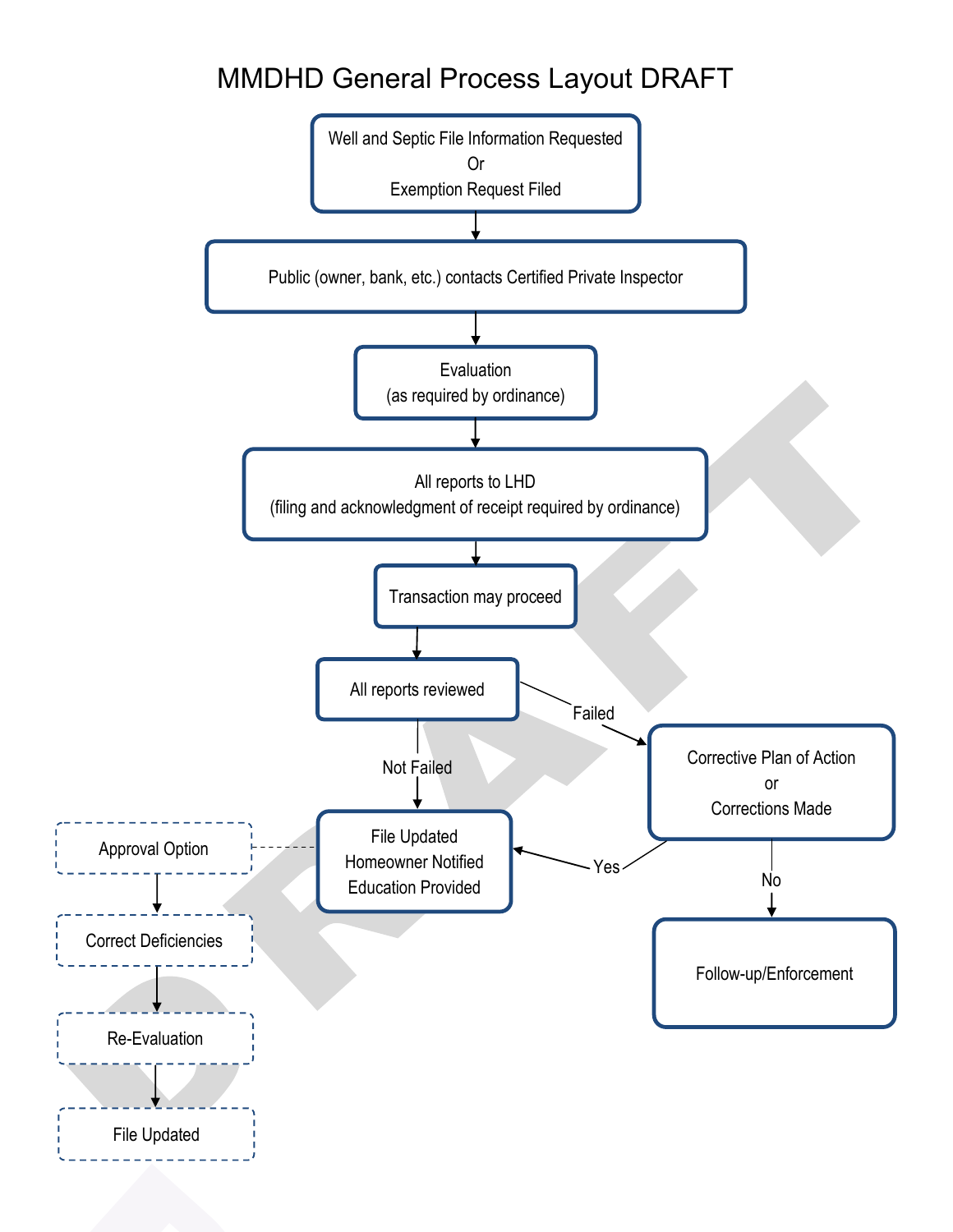# MMDHD General Process Layout DRAFT

Well and Septic File Information Requested
Or
Exemption Request Filed

Public (owner, bank, etc.) contacts Certified Private Inspector

Evaluation
(as required by ordinance)

All reports to LHD
(filing and acknowledgment of receipt required by ordinance)

Transaction may proceed

All reports reviewed

Failed

Corrective Plan of Action
or
Corrections Made

Not Failed

File Updated
Homeowner Notified
Education Provided

Yes

No

Follow-up/Enforcement

Approval Option

Correct Deficiencies

Re-Evaluation

File Updated